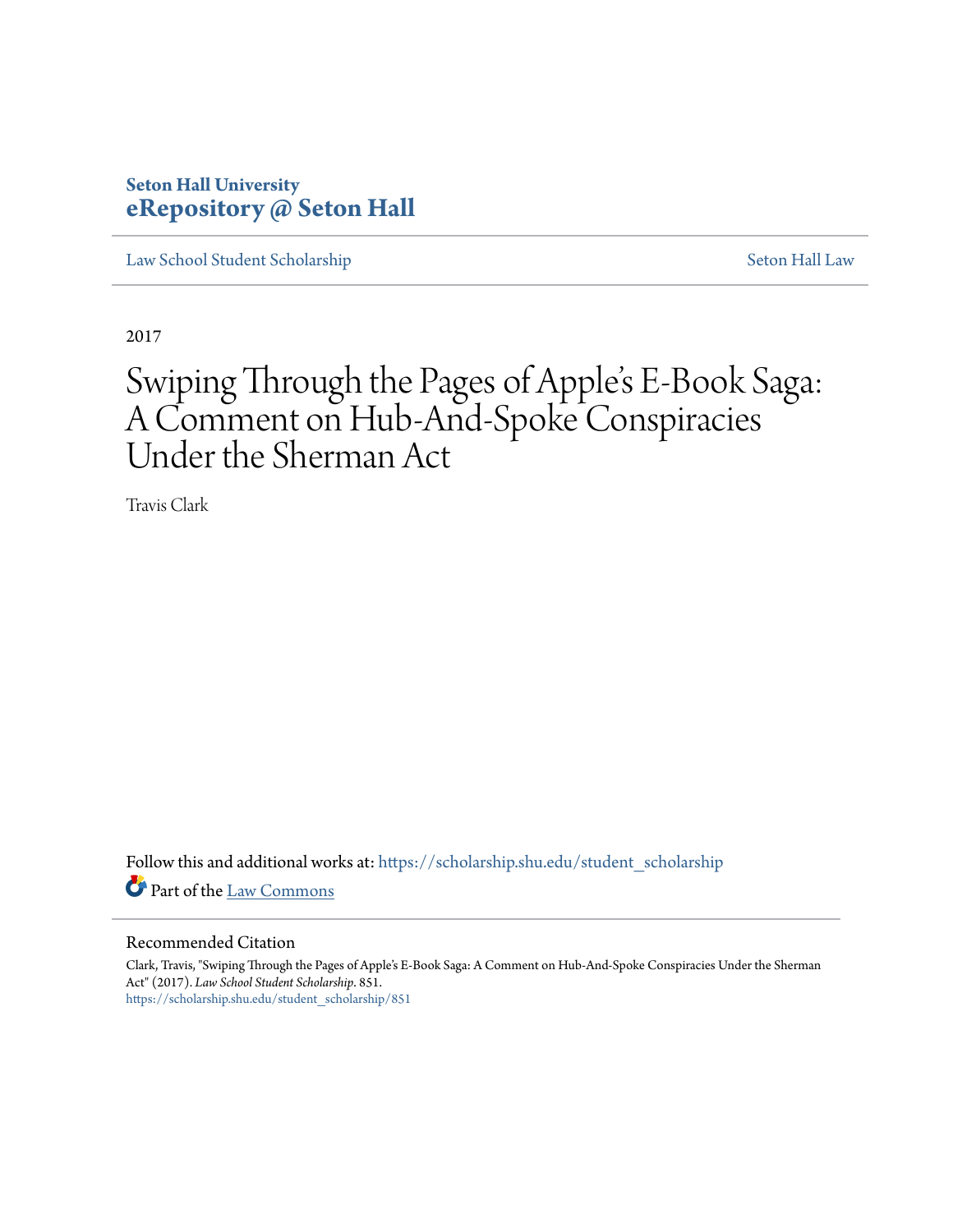**Seton Hall University**
**eRepository @ Seton Hall**

Law School Student Scholarship | Seton Hall Law

2017

# Swiping Through the Pages of Apple's E-Book Saga: A Comment on Hub-And-Spoke Conspiracies Under the Sherman Act

Travis Clark

Follow this and additional works at: https://scholarship.shu.edu/student_scholarship

Part of the Law Commons

## Recommended Citation

Clark, Travis, "Swiping Through the Pages of Apple's E-Book Saga: A Comment on Hub-And-Spoke Conspiracies Under the Sherman Act" (2017). *Law School Student Scholarship*. 851.
https://scholarship.shu.edu/student_scholarship/851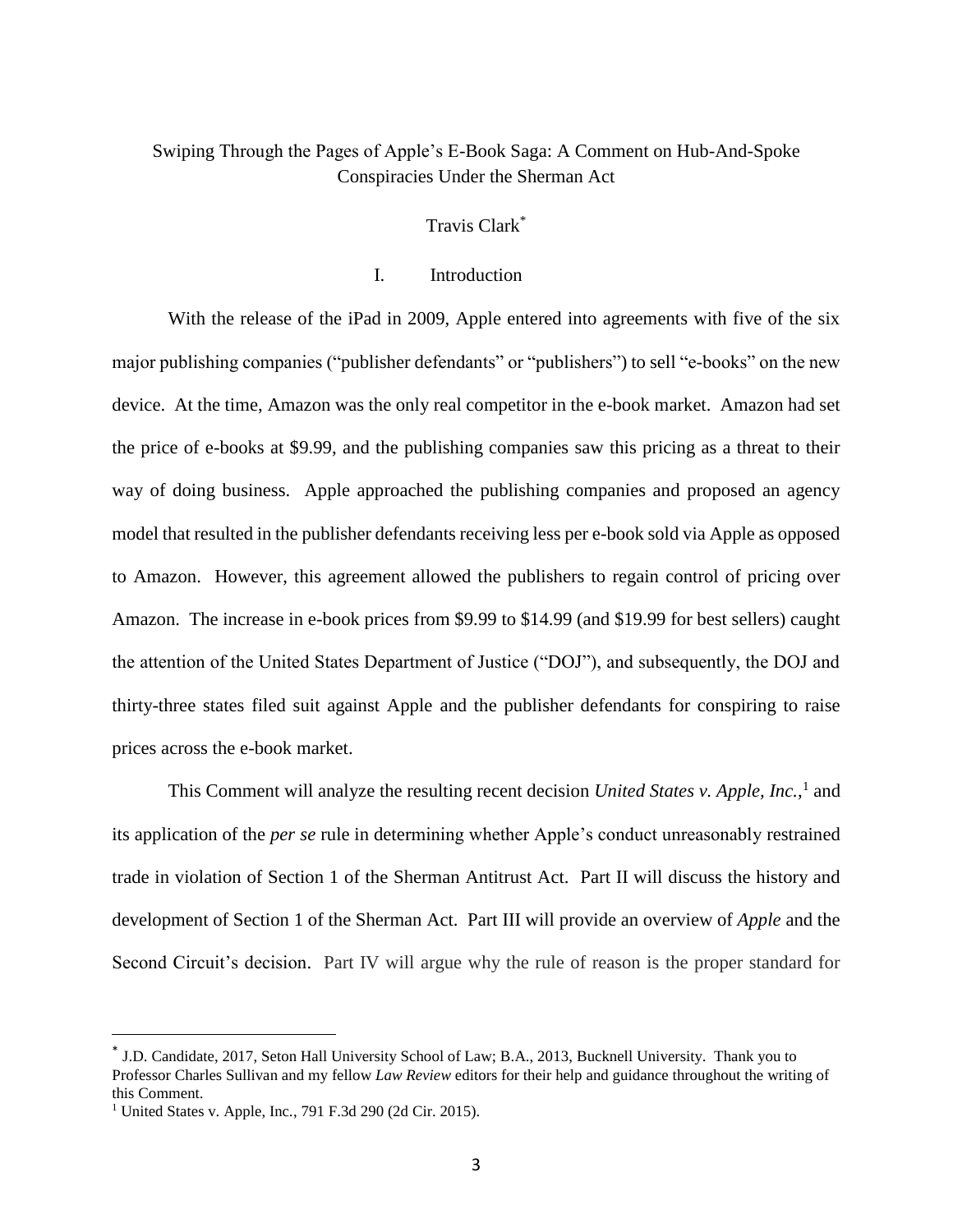# Swiping Through the Pages of Apple's E-Book Saga: A Comment on Hub-And-Spoke Conspiracies Under the Sherman Act

Travis Clark*

## I. Introduction

With the release of the iPad in 2009, Apple entered into agreements with five of the six major publishing companies ("publisher defendants" or "publishers") to sell "e-books" on the new device. At the time, Amazon was the only real competitor in the e-book market. Amazon had set the price of e-books at $9.99, and the publishing companies saw this pricing as a threat to their way of doing business. Apple approached the publishing companies and proposed an agency model that resulted in the publisher defendants receiving less per e-book sold via Apple as opposed to Amazon. However, this agreement allowed the publishers to regain control of pricing over Amazon. The increase in e-book prices from $9.99 to $14.99 (and $19.99 for best sellers) caught the attention of the United States Department of Justice ("DOJ"), and subsequently, the DOJ and thirty-three states filed suit against Apple and the publisher defendants for conspiring to raise prices across the e-book market.

This Comment will analyze the resulting recent decision *United States v. Apple, Inc.*,[1] and its application of the *per se* rule in determining whether Apple's conduct unreasonably restrained trade in violation of Section 1 of the Sherman Antitrust Act. Part II will discuss the history and development of Section 1 of the Sherman Act. Part III will provide an overview of *Apple* and the Second Circuit's decision. Part IV will argue why the rule of reason is the proper standard for

---

\* J.D. Candidate, 2017, Seton Hall University School of Law; B.A., 2013, Bucknell University. Thank you to Professor Charles Sullivan and my fellow *Law Review* editors for their help and guidance throughout the writing of this Comment.

[1] United States v. Apple, Inc., 791 F.3d 290 (2d Cir. 2015).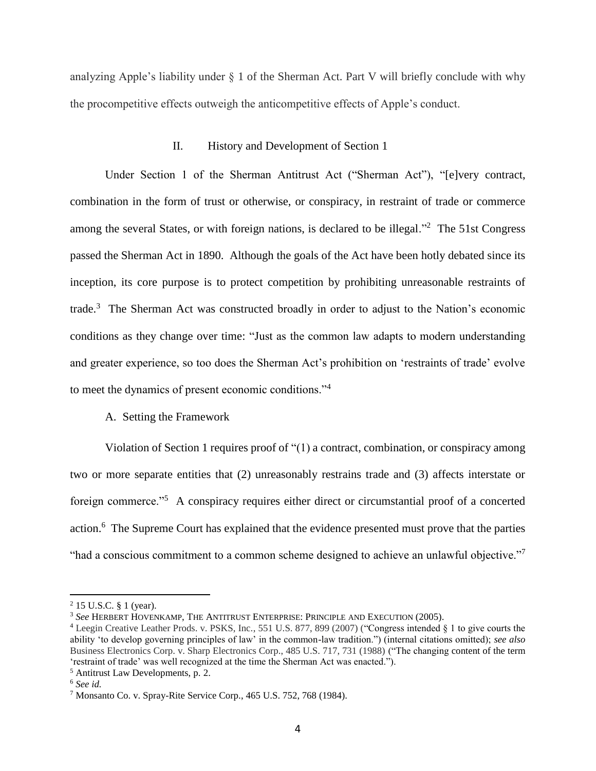analyzing Apple's liability under § 1 of the Sherman Act. Part V will briefly conclude with why the procompetitive effects outweigh the anticompetitive effects of Apple's conduct.

## II. History and Development of Section 1

Under Section 1 of the Sherman Antitrust Act ("Sherman Act"), "[e]very contract, combination in the form of trust or otherwise, or conspiracy, in restraint of trade or commerce among the several States, or with foreign nations, is declared to be illegal."[2] The 51st Congress passed the Sherman Act in 1890. Although the goals of the Act have been hotly debated since its inception, its core purpose is to protect competition by prohibiting unreasonable restraints of trade.[3] The Sherman Act was constructed broadly in order to adjust to the Nation's economic conditions as they change over time: "Just as the common law adapts to modern understanding and greater experience, so too does the Sherman Act's prohibition on 'restraints of trade' evolve to meet the dynamics of present economic conditions."[4]

### A. Setting the Framework

Violation of Section 1 requires proof of "(1) a contract, combination, or conspiracy among two or more separate entities that (2) unreasonably restrains trade and (3) affects interstate or foreign commerce."[5] A conspiracy requires either direct or circumstantial proof of a concerted action.[6] The Supreme Court has explained that the evidence presented must prove that the parties "had a conscious commitment to a common scheme designed to achieve an unlawful objective."[7]

---

[2] 15 U.S.C. § 1 (year).

[3] *See* HERBERT HOVENKAMP, THE ANTITRUST ENTERPRISE: PRINCIPLE AND EXECUTION (2005).

[4] Leegin Creative Leather Prods. v. PSKS, Inc., 551 U.S. 877, 899 (2007) ("Congress intended § 1 to give courts the ability 'to develop governing principles of law' in the common-law tradition.") (internal citations omitted); *see also* Business Electronics Corp. v. Sharp Electronics Corp., 485 U.S. 717, 731 (1988) ("The changing content of the term 'restraint of trade' was well recognized at the time the Sherman Act was enacted.").

[5] Antitrust Law Developments, p. 2.

[6] *See id.*

[7] Monsanto Co. v. Spray-Rite Service Corp., 465 U.S. 752, 768 (1984).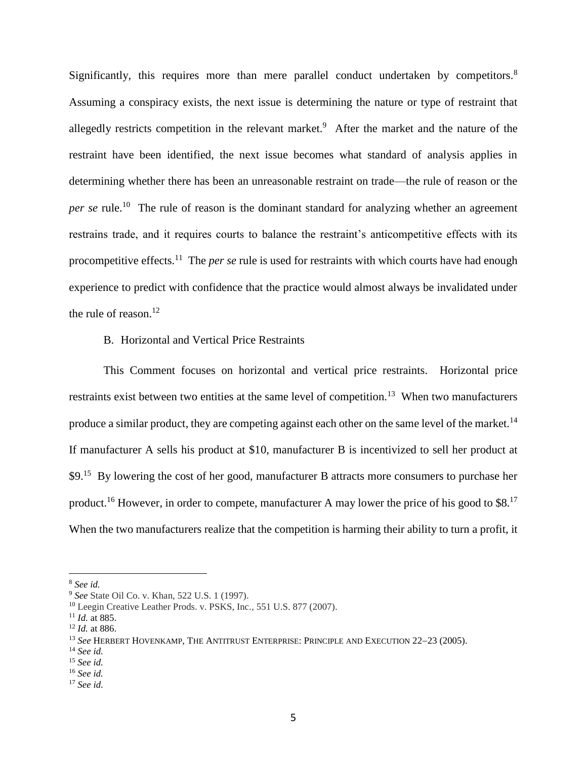Significantly, this requires more than mere parallel conduct undertaken by competitors.[8] Assuming a conspiracy exists, the next issue is determining the nature or type of restraint that allegedly restricts competition in the relevant market.[9] After the market and the nature of the restraint have been identified, the next issue becomes what standard of analysis applies in determining whether there has been an unreasonable restraint on trade—the rule of reason or the *per se* rule.[10] The rule of reason is the dominant standard for analyzing whether an agreement restrains trade, and it requires courts to balance the restraint's anticompetitive effects with its procompetitive effects.[11] The *per se* rule is used for restraints with which courts have had enough experience to predict with confidence that the practice would almost always be invalidated under the rule of reason.[12]

B. Horizontal and Vertical Price Restraints

This Comment focuses on horizontal and vertical price restraints. Horizontal price restraints exist between two entities at the same level of competition.[13] When two manufacturers produce a similar product, they are competing against each other on the same level of the market.[14] If manufacturer A sells his product at $10, manufacturer B is incentivized to sell her product at $9.[15] By lowering the cost of her good, manufacturer B attracts more consumers to purchase her product.[16] However, in order to compete, manufacturer A may lower the price of his good to $8.[17] When the two manufacturers realize that the competition is harming their ability to turn a profit, it

---

[8] *See id.*

[9] *See* State Oil Co. v. Khan, 522 U.S. 1 (1997).

[10] Leegin Creative Leather Prods. v. PSKS, Inc., 551 U.S. 877 (2007).

[11] *Id.* at 885.

[12] *Id.* at 886.

[13] *See* HERBERT HOVENKAMP, THE ANTITRUST ENTERPRISE: PRINCIPLE AND EXECUTION 22–23 (2005).

[14] *See id.*

[15] *See id.*

[16] *See id.*

[17] *See id.*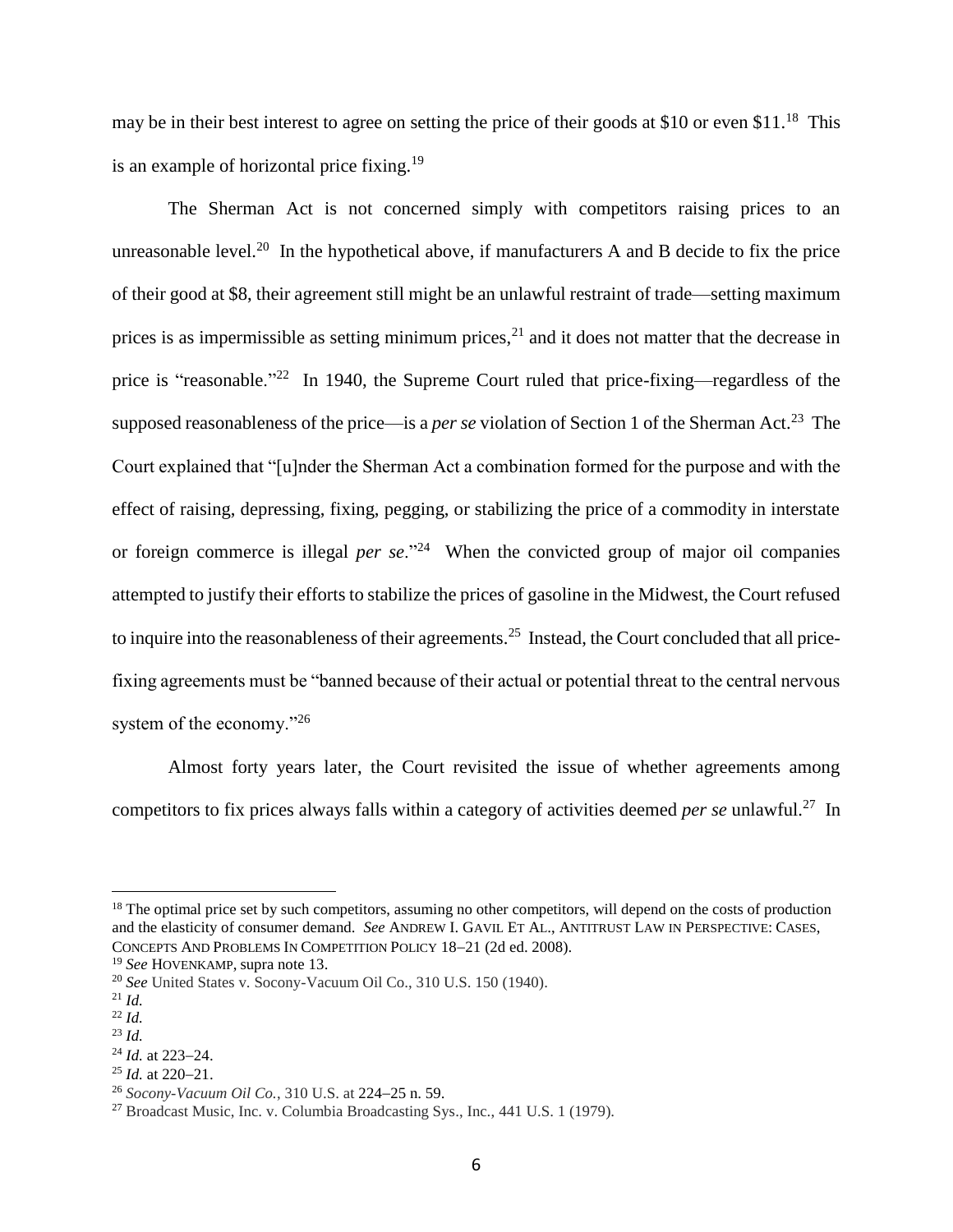may be in their best interest to agree on setting the price of their goods at $10 or even $11.[18] This is an example of horizontal price fixing.[19]

The Sherman Act is not concerned simply with competitors raising prices to an unreasonable level.[20] In the hypothetical above, if manufacturers A and B decide to fix the price of their good at $8, their agreement still might be an unlawful restraint of trade—setting maximum prices is as impermissible as setting minimum prices,[21] and it does not matter that the decrease in price is "reasonable."[22] In 1940, the Supreme Court ruled that price-fixing—regardless of the supposed reasonableness of the price—is a *per se* violation of Section 1 of the Sherman Act.[23] The Court explained that "[u]nder the Sherman Act a combination formed for the purpose and with the effect of raising, depressing, fixing, pegging, or stabilizing the price of a commodity in interstate or foreign commerce is illegal *per se*."[24] When the convicted group of major oil companies attempted to justify their efforts to stabilize the prices of gasoline in the Midwest, the Court refused to inquire into the reasonableness of their agreements.[25] Instead, the Court concluded that all price-fixing agreements must be "banned because of their actual or potential threat to the central nervous system of the economy."[26]

Almost forty years later, the Court revisited the issue of whether agreements among competitors to fix prices always falls within a category of activities deemed *per se* unlawful.[27] In

---

[18] The optimal price set by such competitors, assuming no other competitors, will depend on the costs of production and the elasticity of consumer demand. *See* ANDREW I. GAVIL ET AL., ANTITRUST LAW IN PERSPECTIVE: CASES, CONCEPTS AND PROBLEMS IN COMPETITION POLICY 18–21 (2d ed. 2008).

[19] *See* HOVENKAMP, supra note 13.

[20] *See* United States v. Socony-Vacuum Oil Co., 310 U.S. 150 (1940).

[21] *Id.*

[22] *Id.*

[23] *Id.*

[24] *Id.* at 223–24.

[25] *Id.* at 220–21.

[26] *Socony-Vacuum Oil Co.*, 310 U.S. at 224–25 n. 59.

[27] Broadcast Music, Inc. v. Columbia Broadcasting Sys., Inc., 441 U.S. 1 (1979).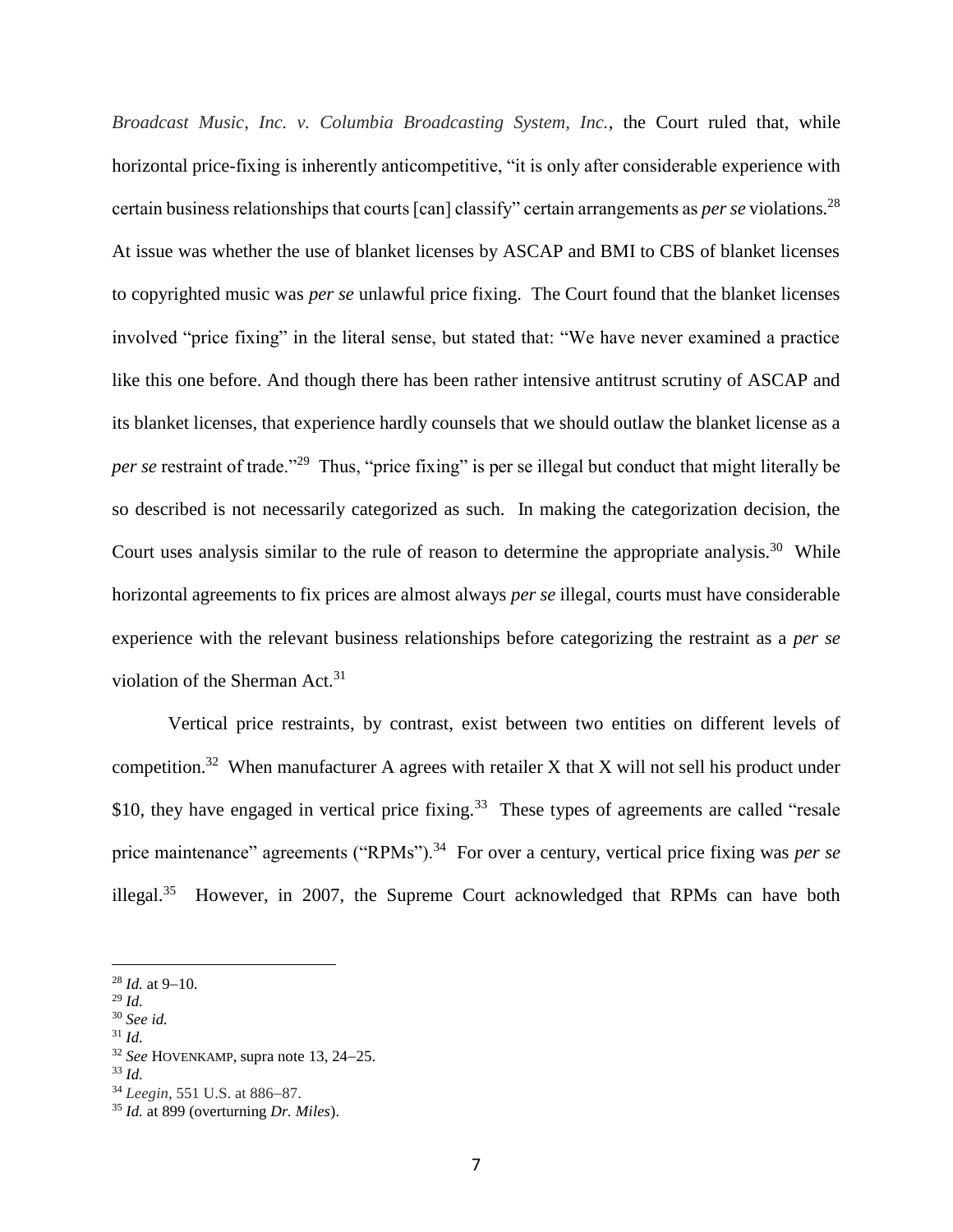*Broadcast Music, Inc. v. Columbia Broadcasting System, Inc.*, the Court ruled that, while horizontal price-fixing is inherently anticompetitive, "it is only after considerable experience with certain business relationships that courts [can] classify" certain arrangements as *per se* violations.[28] At issue was whether the use of blanket licenses by ASCAP and BMI to CBS of blanket licenses to copyrighted music was *per se* unlawful price fixing. The Court found that the blanket licenses involved "price fixing" in the literal sense, but stated that: "We have never examined a practice like this one before. And though there has been rather intensive antitrust scrutiny of ASCAP and its blanket licenses, that experience hardly counsels that we should outlaw the blanket license as a *per se* restraint of trade."[29] Thus, "price fixing" is per se illegal but conduct that might literally be so described is not necessarily categorized as such. In making the categorization decision, the Court uses analysis similar to the rule of reason to determine the appropriate analysis.[30] While horizontal agreements to fix prices are almost always *per se* illegal, courts must have considerable experience with the relevant business relationships before categorizing the restraint as a *per se* violation of the Sherman Act.[31]

Vertical price restraints, by contrast, exist between two entities on different levels of competition.[32] When manufacturer A agrees with retailer X that X will not sell his product under $10, they have engaged in vertical price fixing.[33] These types of agreements are called "resale price maintenance" agreements ("RPMs").[34] For over a century, vertical price fixing was *per se* illegal.[35] However, in 2007, the Supreme Court acknowledged that RPMs can have both

---

[28] *Id.* at 9–10.

[29] *Id.*

[30] *See id.*

[31] *Id.*

[32] *See* HOVENKAMP, supra note 13, 24–25.

[33] *Id.*

[34] *Leegin*, 551 U.S. at 886–87.

[35] *Id.* at 899 (overturning *Dr. Miles*).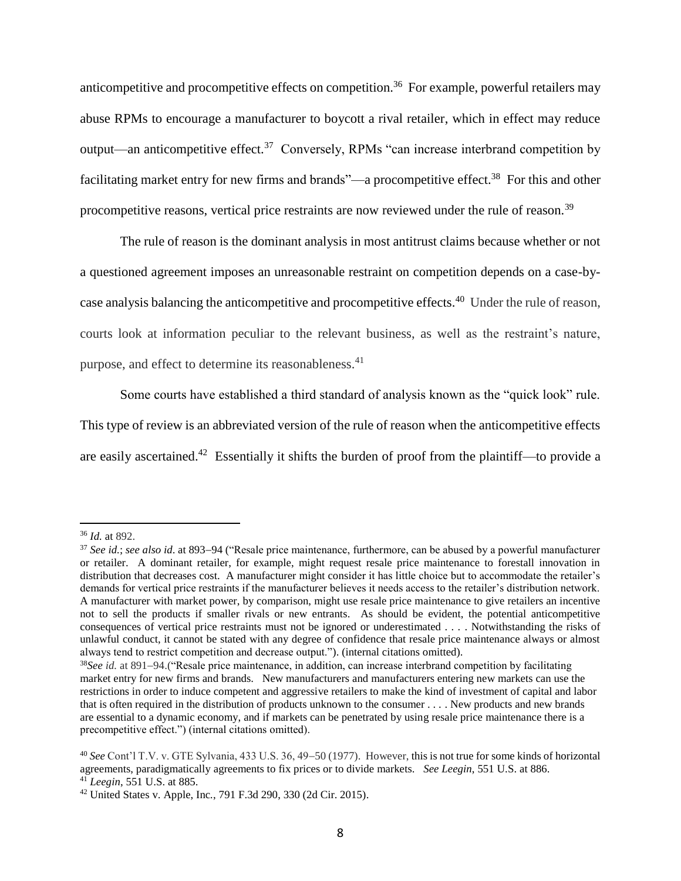anticompetitive and procompetitive effects on competition.[36] For example, powerful retailers may abuse RPMs to encourage a manufacturer to boycott a rival retailer, which in effect may reduce output—an anticompetitive effect.[37] Conversely, RPMs "can increase interbrand competition by facilitating market entry for new firms and brands"—a procompetitive effect.[38] For this and other procompetitive reasons, vertical price restraints are now reviewed under the rule of reason.[39]

The rule of reason is the dominant analysis in most antitrust claims because whether or not a questioned agreement imposes an unreasonable restraint on competition depends on a case-by-case analysis balancing the anticompetitive and procompetitive effects.[40] Under the rule of reason, courts look at information peculiar to the relevant business, as well as the restraint's nature, purpose, and effect to determine its reasonableness.[41]

Some courts have established a third standard of analysis known as the "quick look" rule. This type of review is an abbreviated version of the rule of reason when the anticompetitive effects are easily ascertained.[42] Essentially it shifts the burden of proof from the plaintiff—to provide a

---

[36] *Id.* at 892.

[37] *See id.*; *see also id*. at 893–94 ("Resale price maintenance, furthermore, can be abused by a powerful manufacturer or retailer. A dominant retailer, for example, might request resale price maintenance to forestall innovation in distribution that decreases cost. A manufacturer might consider it has little choice but to accommodate the retailer's demands for vertical price restraints if the manufacturer believes it needs access to the retailer's distribution network. A manufacturer with market power, by comparison, might use resale price maintenance to give retailers an incentive not to sell the products if smaller rivals or new entrants. As should be evident, the potential anticompetitive consequences of vertical price restraints must not be ignored or underestimated . . . . Notwithstanding the risks of unlawful conduct, it cannot be stated with any degree of confidence that resale price maintenance always or almost always tend to restrict competition and decrease output."). (internal citations omitted).

[38] *See id.* at 891–94.("Resale price maintenance, in addition, can increase interbrand competition by facilitating market entry for new firms and brands. New manufacturers and manufacturers entering new markets can use the restrictions in order to induce competent and aggressive retailers to make the kind of investment of capital and labor that is often required in the distribution of products unknown to the consumer . . . . New products and new brands are essential to a dynamic economy, and if markets can be penetrated by using resale price maintenance there is a precompetitive effect.") (internal citations omitted).

[40] *See* Cont'l T.V. v. GTE Sylvania, 433 U.S. 36, 49–50 (1977). However, this is not true for some kinds of horizontal agreements, paradigmatically agreements to fix prices or to divide markets. *See Leegin*, 551 U.S. at 886.

[41] *Leegin*, 551 U.S. at 885.

[42] United States v. Apple, Inc., 791 F.3d 290, 330 (2d Cir. 2015).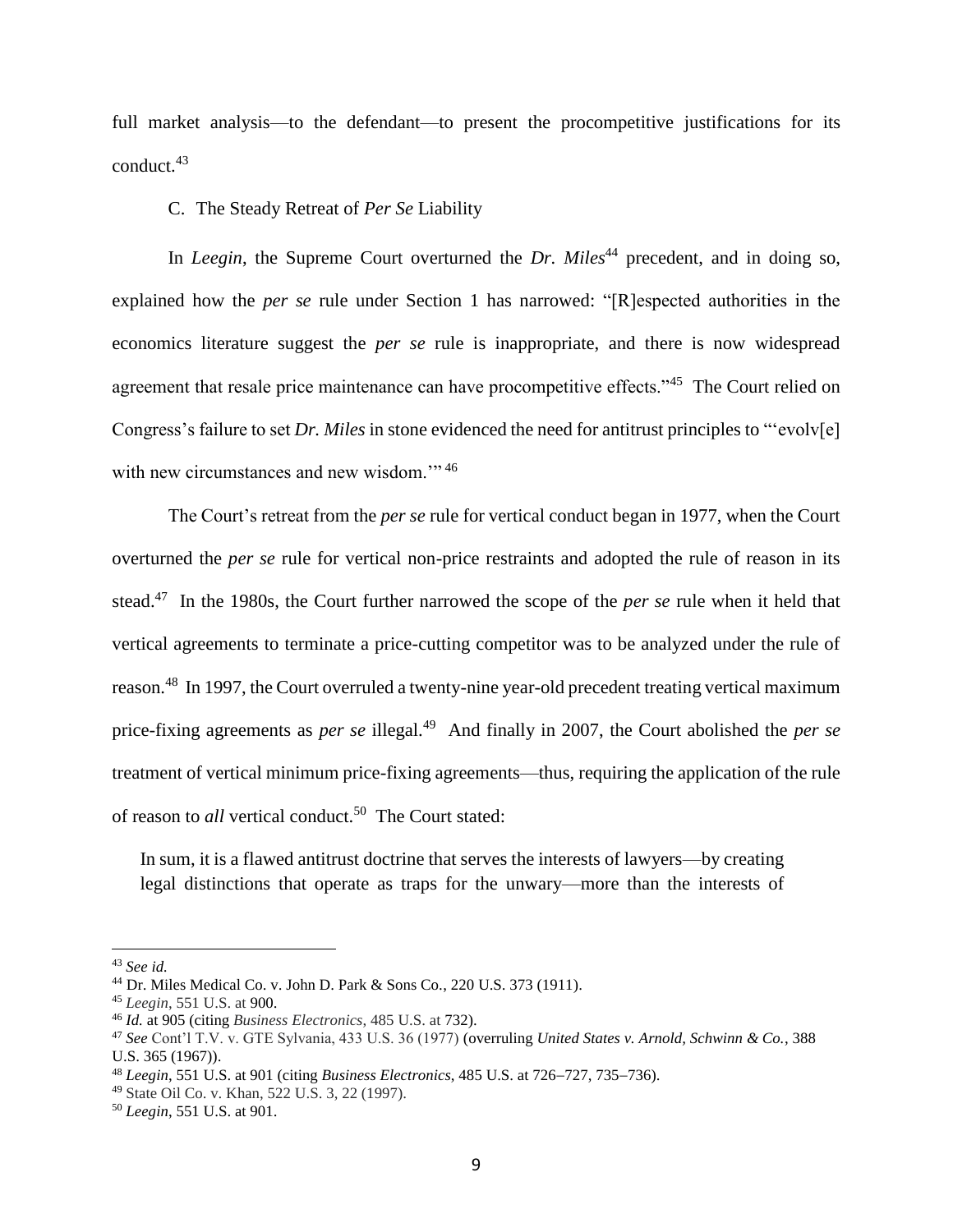full market analysis—to the defendant—to present the procompetitive justifications for its conduct.[43]

### C. The Steady Retreat of *Per Se* Liability

In *Leegin*, the Supreme Court overturned the *Dr. Miles*[44] precedent, and in doing so, explained how the *per se* rule under Section 1 has narrowed: "[R]espected authorities in the economics literature suggest the *per se* rule is inappropriate, and there is now widespread agreement that resale price maintenance can have procompetitive effects."[45] The Court relied on Congress's failure to set *Dr. Miles* in stone evidenced the need for antitrust principles to "'evolv[e] with new circumstances and new wisdom.'"[46]

The Court's retreat from the *per se* rule for vertical conduct began in 1977, when the Court overturned the *per se* rule for vertical non-price restraints and adopted the rule of reason in its stead.[47] In the 1980s, the Court further narrowed the scope of the *per se* rule when it held that vertical agreements to terminate a price-cutting competitor was to be analyzed under the rule of reason.[48] In 1997, the Court overruled a twenty-nine year-old precedent treating vertical maximum price-fixing agreements as *per se* illegal.[49] And finally in 2007, the Court abolished the *per se* treatment of vertical minimum price-fixing agreements—thus, requiring the application of the rule of reason to *all* vertical conduct.[50] The Court stated:

> In sum, it is a flawed antitrust doctrine that serves the interests of lawyers—by creating legal distinctions that operate as traps for the unwary—more than the interests of

---

[43] *See id.*

[44] Dr. Miles Medical Co. v. John D. Park & Sons Co., 220 U.S. 373 (1911).

[45] *Leegin*, 551 U.S. at 900.

[46] *Id.* at 905 (citing *Business Electronics*, 485 U.S. at 732).

[47] *See* Cont'l T.V. v. GTE Sylvania, 433 U.S. 36 (1977) (overruling *United States v. Arnold, Schwinn & Co.*, 388 U.S. 365 (1967)).

[48] *Leegin*, 551 U.S. at 901 (citing *Business Electronics*, 485 U.S. at 726–727, 735–736).

[49] State Oil Co. v. Khan, 522 U.S. 3, 22 (1997).

[50] *Leegin*, 551 U.S. at 901.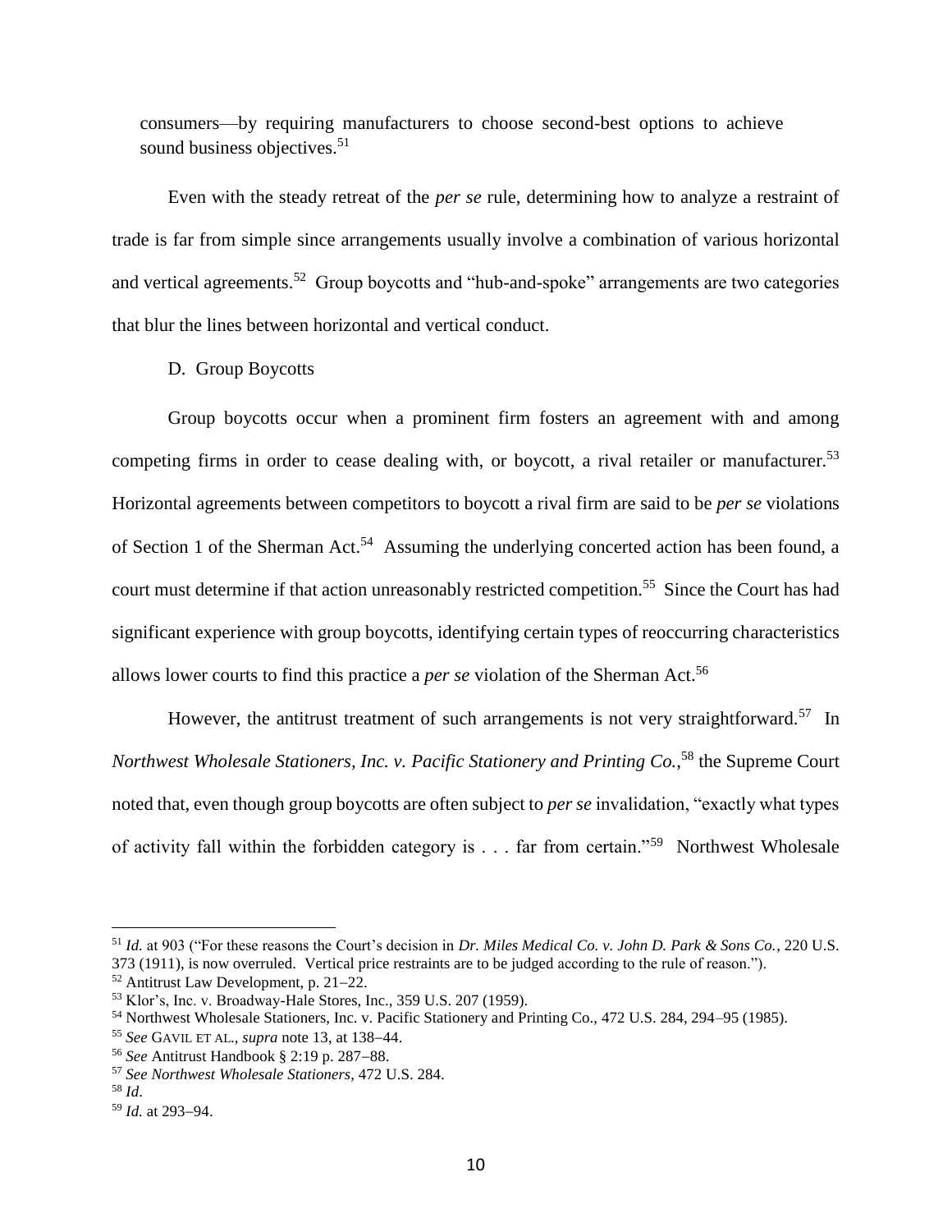consumers—by requiring manufacturers to choose second-best options to achieve sound business objectives.[51]

Even with the steady retreat of the *per se* rule, determining how to analyze a restraint of trade is far from simple since arrangements usually involve a combination of various horizontal and vertical agreements.[52] Group boycotts and "hub-and-spoke" arrangements are two categories that blur the lines between horizontal and vertical conduct.

D. Group Boycotts

Group boycotts occur when a prominent firm fosters an agreement with and among competing firms in order to cease dealing with, or boycott, a rival retailer or manufacturer.[53] Horizontal agreements between competitors to boycott a rival firm are said to be *per se* violations of Section 1 of the Sherman Act.[54] Assuming the underlying concerted action has been found, a court must determine if that action unreasonably restricted competition.[55] Since the Court has had significant experience with group boycotts, identifying certain types of reoccurring characteristics allows lower courts to find this practice a *per se* violation of the Sherman Act.[56]

However, the antitrust treatment of such arrangements is not very straightforward.[57] In *Northwest Wholesale Stationers, Inc. v. Pacific Stationery and Printing Co.*,[58] the Supreme Court noted that, even though group boycotts are often subject to *per se* invalidation, "exactly what types of activity fall within the forbidden category is . . . far from certain."[59] Northwest Wholesale

---

[51] *Id.* at 903 ("For these reasons the Court's decision in *Dr. Miles Medical Co. v. John D. Park & Sons Co.*, 220 U.S. 373 (1911), is now overruled. Vertical price restraints are to be judged according to the rule of reason.").

[52] Antitrust Law Development, p. 21–22.

[53] Klor's, Inc. v. Broadway-Hale Stores, Inc., 359 U.S. 207 (1959).

[54] Northwest Wholesale Stationers, Inc. v. Pacific Stationery and Printing Co., 472 U.S. 284, 294–95 (1985).

[55] *See* GAVIL ET AL., *supra* note 13, at 138–44.

[56] *See* Antitrust Handbook § 2:19 p. 287–88.

[57] *See Northwest Wholesale Stationers*, 472 U.S. 284.

[58] *Id*.

[59] *Id.* at 293–94.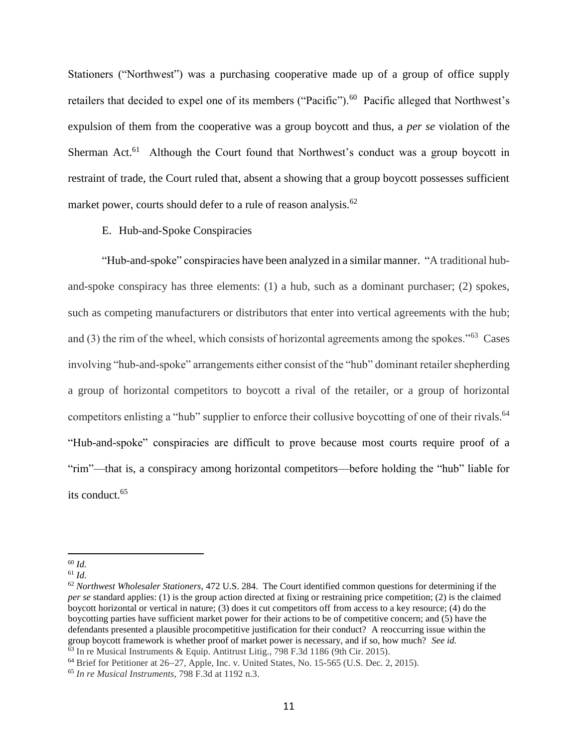Stationers ("Northwest") was a purchasing cooperative made up of a group of office supply retailers that decided to expel one of its members ("Pacific").[60] Pacific alleged that Northwest's expulsion of them from the cooperative was a group boycott and thus, a *per se* violation of the Sherman Act.[61] Although the Court found that Northwest's conduct was a group boycott in restraint of trade, the Court ruled that, absent a showing that a group boycott possesses sufficient market power, courts should defer to a rule of reason analysis.[62]

E. Hub-and-Spoke Conspiracies

"Hub-and-spoke" conspiracies have been analyzed in a similar manner. "A traditional hub-and-spoke conspiracy has three elements: (1) a hub, such as a dominant purchaser; (2) spokes, such as competing manufacturers or distributors that enter into vertical agreements with the hub; and (3) the rim of the wheel, which consists of horizontal agreements among the spokes."[63] Cases involving "hub-and-spoke" arrangements either consist of the "hub" dominant retailer shepherding a group of horizontal competitors to boycott a rival of the retailer, or a group of horizontal competitors enlisting a "hub" supplier to enforce their collusive boycotting of one of their rivals.[64] "Hub-and-spoke" conspiracies are difficult to prove because most courts require proof of a "rim"—that is, a conspiracy among horizontal competitors—before holding the "hub" liable for its conduct.[65]

---

[60] *Id.*

[61] *Id.*

[62] *Northwest Wholesaler Stationers*, 472 U.S. 284. The Court identified common questions for determining if the *per se* standard applies: (1) is the group action directed at fixing or restraining price competition; (2) is the claimed boycott horizontal or vertical in nature; (3) does it cut competitors off from access to a key resource; (4) do the boycotting parties have sufficient market power for their actions to be of competitive concern; and (5) have the defendants presented a plausible procompetitive justification for their conduct? A reoccurring issue within the group boycott framework is whether proof of market power is necessary, and if so, how much? *See id.*

[63] In re Musical Instruments & Equip. Antitrust Litig., 798 F.3d 1186 (9th Cir. 2015).

[64] Brief for Petitioner at 26–27, Apple, Inc. v. United States, No. 15-565 (U.S. Dec. 2, 2015).

[65] *In re Musical Instruments*, 798 F.3d at 1192 n.3.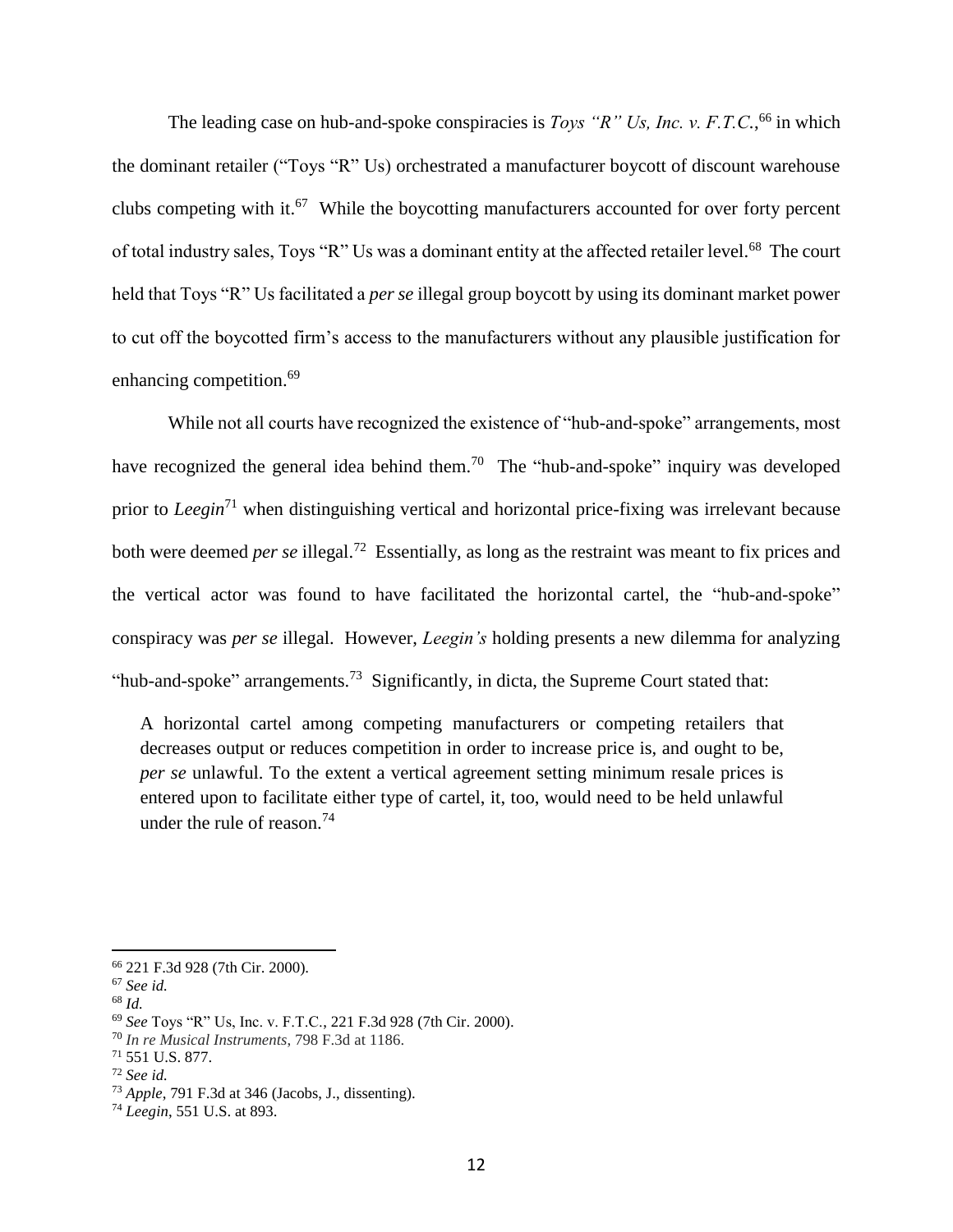The leading case on hub-and-spoke conspiracies is *Toys "R" Us, Inc. v. F.T.C.*,[66] in which the dominant retailer ("Toys "R" Us) orchestrated a manufacturer boycott of discount warehouse clubs competing with it.[67] While the boycotting manufacturers accounted for over forty percent of total industry sales, Toys "R" Us was a dominant entity at the affected retailer level.[68] The court held that Toys "R" Us facilitated a *per se* illegal group boycott by using its dominant market power to cut off the boycotted firm's access to the manufacturers without any plausible justification for enhancing competition.[69]

While not all courts have recognized the existence of "hub-and-spoke" arrangements, most have recognized the general idea behind them.[70] The "hub-and-spoke" inquiry was developed prior to *Leegin*[71] when distinguishing vertical and horizontal price-fixing was irrelevant because both were deemed *per se* illegal.[72] Essentially, as long as the restraint was meant to fix prices and the vertical actor was found to have facilitated the horizontal cartel, the "hub-and-spoke" conspiracy was *per se* illegal. However, *Leegin's* holding presents a new dilemma for analyzing "hub-and-spoke" arrangements.[73] Significantly, in dicta, the Supreme Court stated that:

> A horizontal cartel among competing manufacturers or competing retailers that decreases output or reduces competition in order to increase price is, and ought to be, *per se* unlawful. To the extent a vertical agreement setting minimum resale prices is entered upon to facilitate either type of cartel, it, too, would need to be held unlawful under the rule of reason.[74]

---

[66] 221 F.3d 928 (7th Cir. 2000).

[67] *See id.*

[68] *Id.*

[69] *See* Toys "R" Us, Inc. v. F.T.C., 221 F.3d 928 (7th Cir. 2000).

[70] *In re Musical Instruments*, 798 F.3d at 1186.

[71] 551 U.S. 877.

[72] *See id.*

[73] *Apple*, 791 F.3d at 346 (Jacobs, J., dissenting).

[74] *Leegin*, 551 U.S. at 893.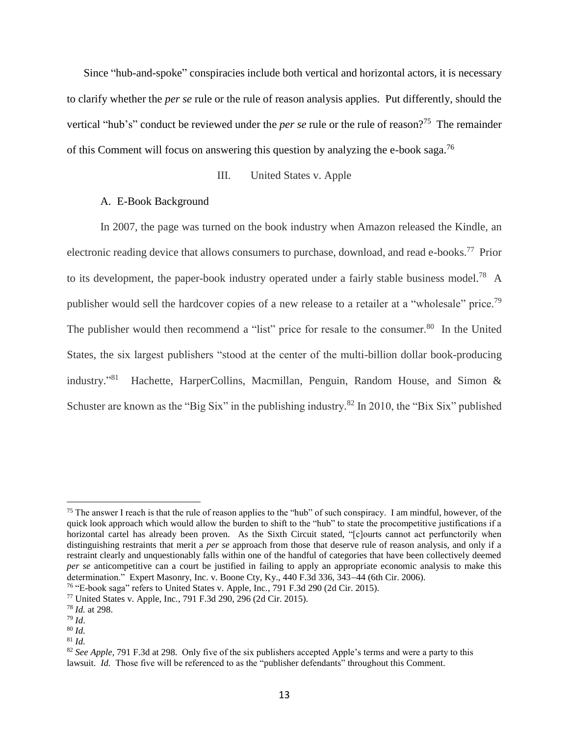Since "hub-and-spoke" conspiracies include both vertical and horizontal actors, it is necessary to clarify whether the *per se* rule or the rule of reason analysis applies. Put differently, should the vertical "hub's" conduct be reviewed under the *per se* rule or the rule of reason?[75] The remainder of this Comment will focus on answering this question by analyzing the e-book saga.[76]

## III. United States v. Apple

### A. E-Book Background

In 2007, the page was turned on the book industry when Amazon released the Kindle, an electronic reading device that allows consumers to purchase, download, and read e-books.[77] Prior to its development, the paper-book industry operated under a fairly stable business model.[78] A publisher would sell the hardcover copies of a new release to a retailer at a "wholesale" price.[79] The publisher would then recommend a "list" price for resale to the consumer.[80] In the United States, the six largest publishers "stood at the center of the multi-billion dollar book-producing industry."[81] Hachette, HarperCollins, Macmillan, Penguin, Random House, and Simon & Schuster are known as the "Big Six" in the publishing industry.[82] In 2010, the "Bix Six" published

---

[75] The answer I reach is that the rule of reason applies to the "hub" of such conspiracy. I am mindful, however, of the quick look approach which would allow the burden to shift to the "hub" to state the procompetitive justifications if a horizontal cartel has already been proven. As the Sixth Circuit stated, "[c]ourts cannot act perfunctorily when distinguishing restraints that merit a *per se* approach from those that deserve rule of reason analysis, and only if a restraint clearly and unquestionably falls within one of the handful of categories that have been collectively deemed *per se* anticompetitive can a court be justified in failing to apply an appropriate economic analysis to make this determination." Expert Masonry, Inc. v. Boone Cty, Ky., 440 F.3d 336, 343–44 (6th Cir. 2006).

[76] "E-book saga" refers to United States v. Apple, Inc., 791 F.3d 290 (2d Cir. 2015).

[77] United States v. Apple, Inc., 791 F.3d 290, 296 (2d Cir. 2015).

[78] *Id.* at 298.

[79] *Id*.

[80] *Id.*

[81] *Id.*

[82] *See Apple*, 791 F.3d at 298. Only five of the six publishers accepted Apple's terms and were a party to this lawsuit. *Id.* Those five will be referenced to as the "publisher defendants" throughout this Comment.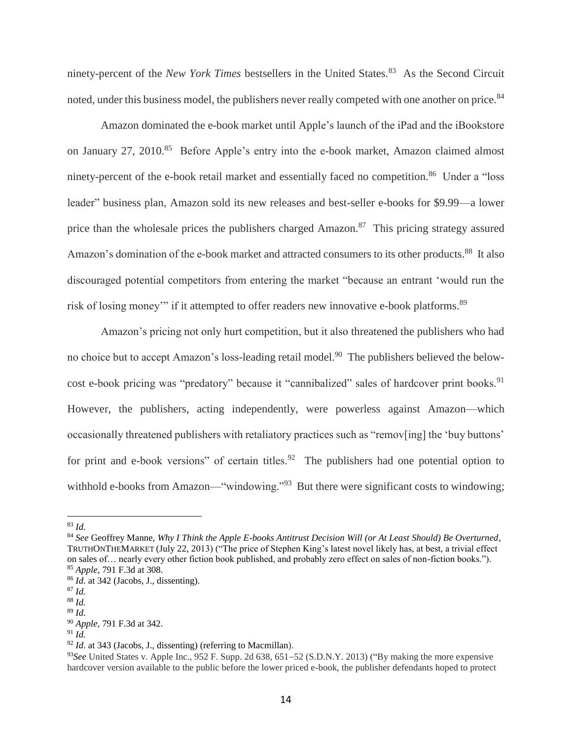ninety-percent of the *New York Times* bestsellers in the United States.[83] As the Second Circuit noted, under this business model, the publishers never really competed with one another on price.[84]

Amazon dominated the e-book market until Apple's launch of the iPad and the iBookstore on January 27, 2010.[85] Before Apple's entry into the e-book market, Amazon claimed almost ninety-percent of the e-book retail market and essentially faced no competition.[86] Under a "loss leader" business plan, Amazon sold its new releases and best-seller e-books for $9.99—a lower price than the wholesale prices the publishers charged Amazon.[87] This pricing strategy assured Amazon's domination of the e-book market and attracted consumers to its other products.[88] It also discouraged potential competitors from entering the market "because an entrant 'would run the risk of losing money'" if it attempted to offer readers new innovative e-book platforms.[89]

Amazon's pricing not only hurt competition, but it also threatened the publishers who had no choice but to accept Amazon's loss-leading retail model.[90] The publishers believed the below-cost e-book pricing was "predatory" because it "cannibalized" sales of hardcover print books.[91] However, the publishers, acting independently, were powerless against Amazon—which occasionally threatened publishers with retaliatory practices such as "remov[ing] the 'buy buttons' for print and e-book versions" of certain titles.[92] The publishers had one potential option to withhold e-books from Amazon—"windowing."[93] But there were significant costs to windowing;

---

[83] *Id.*

[84] *See* Geoffrey Manne, *Why I Think the Apple E-books Antitrust Decision Will (or At Least Should) Be Overturned*, TRUTHONTHEMARKET (July 22, 2013) ("The price of Stephen King's latest novel likely has, at best, a trivial effect on sales of… nearly every other fiction book published, and probably zero effect on sales of non-fiction books.").

[85] *Apple*, 791 F.3d at 308.

[86] *Id.* at 342 (Jacobs, J., dissenting).

[87] *Id.*

[88] *Id.*

[89] *Id.*

[90] *Apple*, 791 F.3d at 342.

[91] *Id.*

[92] *Id.* at 343 (Jacobs, J., dissenting) (referring to Macmillan).

[93] *See* United States v. Apple Inc., 952 F. Supp. 2d 638, 651–52 (S.D.N.Y. 2013) ("By making the more expensive hardcover version available to the public before the lower priced e-book, the publisher defendants hoped to protect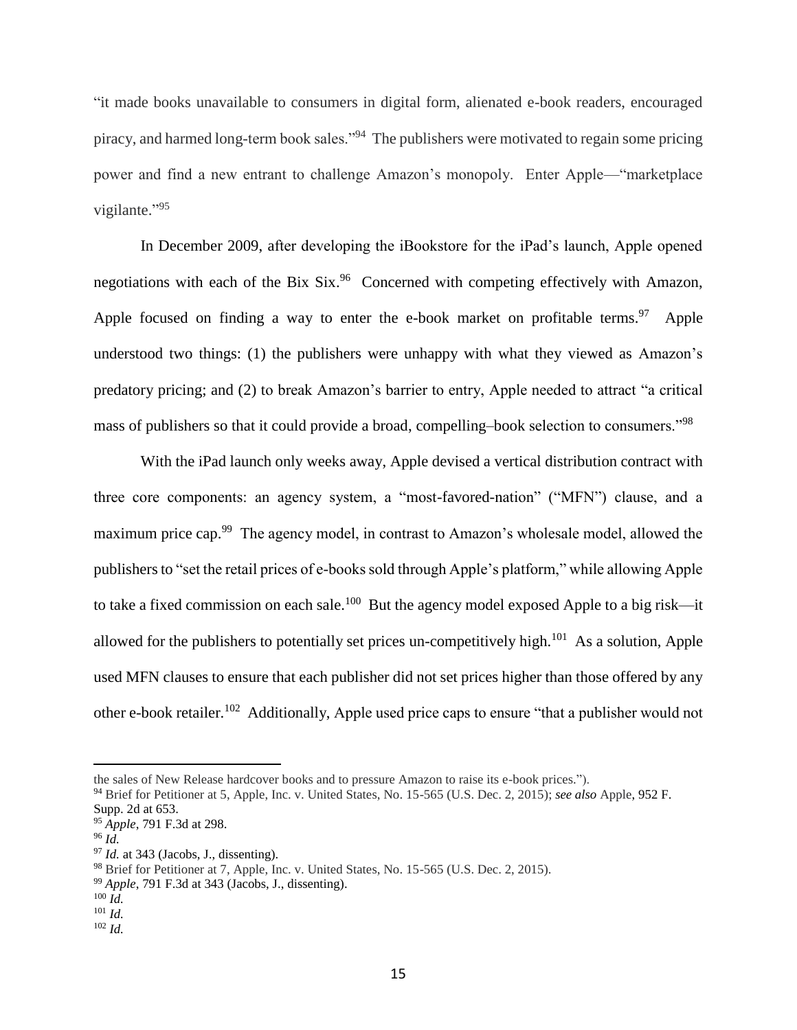"it made books unavailable to consumers in digital form, alienated e-book readers, encouraged piracy, and harmed long-term book sales."[94] The publishers were motivated to regain some pricing power and find a new entrant to challenge Amazon's monopoly. Enter Apple—"marketplace vigilante."[95]

In December 2009, after developing the iBookstore for the iPad's launch, Apple opened negotiations with each of the Bix Six.[96] Concerned with competing effectively with Amazon, Apple focused on finding a way to enter the e-book market on profitable terms.[97] Apple understood two things: (1) the publishers were unhappy with what they viewed as Amazon's predatory pricing; and (2) to break Amazon's barrier to entry, Apple needed to attract "a critical mass of publishers so that it could provide a broad, compelling–book selection to consumers."[98]

With the iPad launch only weeks away, Apple devised a vertical distribution contract with three core components: an agency system, a "most-favored-nation" ("MFN") clause, and a maximum price cap.[99] The agency model, in contrast to Amazon's wholesale model, allowed the publishers to "set the retail prices of e-books sold through Apple's platform," while allowing Apple to take a fixed commission on each sale.[100] But the agency model exposed Apple to a big risk—it allowed for the publishers to potentially set prices un-competitively high.[101] As a solution, Apple used MFN clauses to ensure that each publisher did not set prices higher than those offered by any other e-book retailer.[102] Additionally, Apple used price caps to ensure "that a publisher would not

---

the sales of New Release hardcover books and to pressure Amazon to raise its e-book prices.").

[94] Brief for Petitioner at 5, Apple, Inc. v. United States, No. 15-565 (U.S. Dec. 2, 2015); *see also* Apple, 952 F. Supp. 2d at 653.

[95] *Apple*, 791 F.3d at 298.

[96] *Id.*

[97] *Id.* at 343 (Jacobs, J., dissenting).

[98] Brief for Petitioner at 7, Apple, Inc. v. United States, No. 15-565 (U.S. Dec. 2, 2015).

[99] *Apple*, 791 F.3d at 343 (Jacobs, J., dissenting).

[100] *Id.*

[101] *Id.*

[102] *Id.*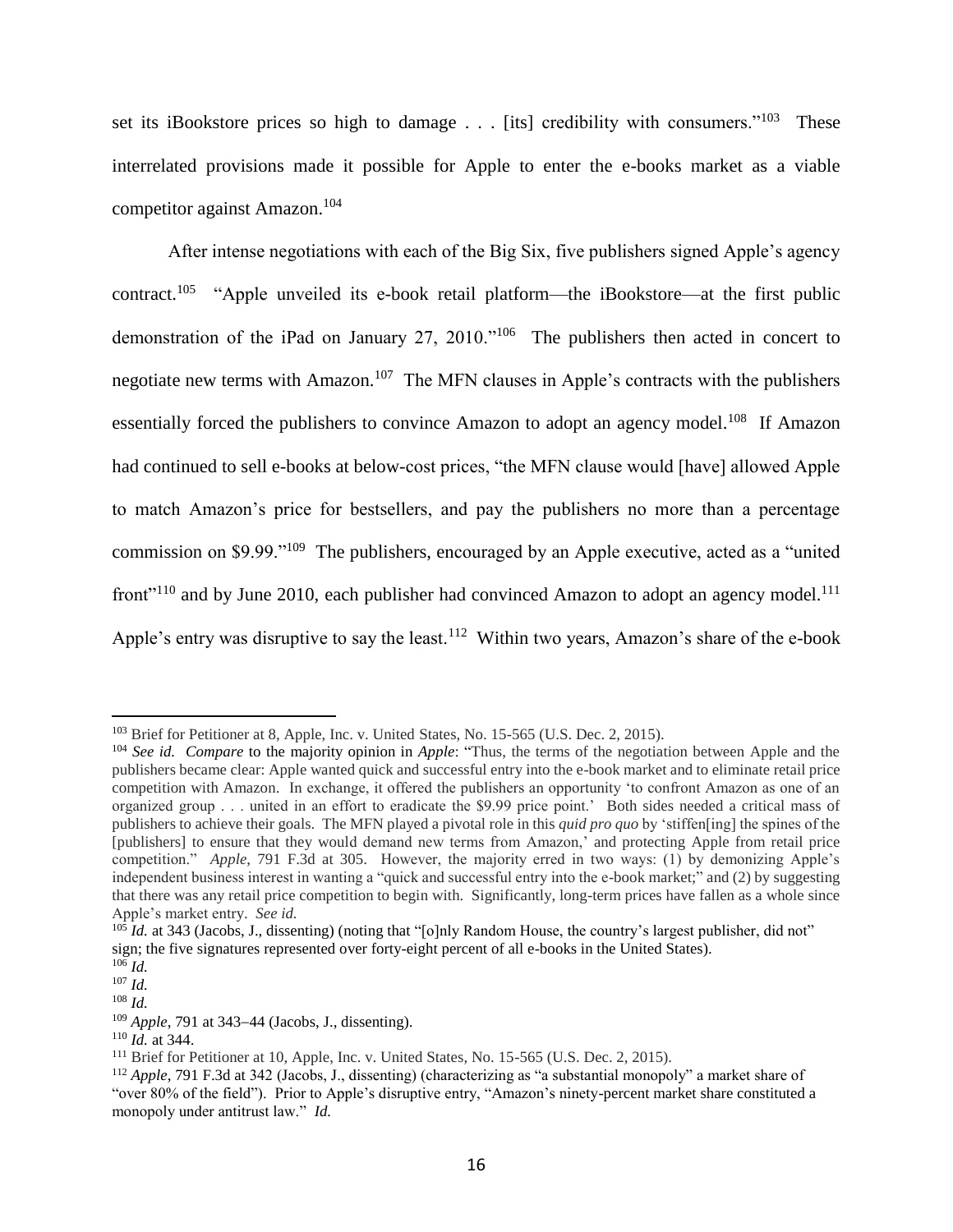set its iBookstore prices so high to damage . . . [its] credibility with consumers."[103] These interrelated provisions made it possible for Apple to enter the e-books market as a viable competitor against Amazon.[104]

After intense negotiations with each of the Big Six, five publishers signed Apple's agency contract.[105] "Apple unveiled its e-book retail platform—the iBookstore—at the first public demonstration of the iPad on January 27, 2010."[106] The publishers then acted in concert to negotiate new terms with Amazon.[107] The MFN clauses in Apple's contracts with the publishers essentially forced the publishers to convince Amazon to adopt an agency model.[108] If Amazon had continued to sell e-books at below-cost prices, "the MFN clause would [have] allowed Apple to match Amazon's price for bestsellers, and pay the publishers no more than a percentage commission on $9.99."[109] The publishers, encouraged by an Apple executive, acted as a "united front"[110] and by June 2010, each publisher had convinced Amazon to adopt an agency model.[111] Apple's entry was disruptive to say the least.[112] Within two years, Amazon's share of the e-book

---

[103] Brief for Petitioner at 8, Apple, Inc. v. United States, No. 15-565 (U.S. Dec. 2, 2015).

[104] *See id. Compare* to the majority opinion in *Apple*: "Thus, the terms of the negotiation between Apple and the publishers became clear: Apple wanted quick and successful entry into the e-book market and to eliminate retail price competition with Amazon. In exchange, it offered the publishers an opportunity 'to confront Amazon as one of an organized group . . . united in an effort to eradicate the $9.99 price point.' Both sides needed a critical mass of publishers to achieve their goals. The MFN played a pivotal role in this *quid pro quo* by 'stiffen[ing] the spines of the [publishers] to ensure that they would demand new terms from Amazon,' and protecting Apple from retail price competition." *Apple*, 791 F.3d at 305. However, the majority erred in two ways: (1) by demonizing Apple's independent business interest in wanting a "quick and successful entry into the e-book market;" and (2) by suggesting that there was any retail price competition to begin with. Significantly, long-term prices have fallen as a whole since Apple's market entry. *See id.*

[105] *Id.* at 343 (Jacobs, J., dissenting) (noting that "[o]nly Random House, the country's largest publisher, did not" sign; the five signatures represented over forty-eight percent of all e-books in the United States).

[106] *Id.*

[107] *Id.*

[108] *Id.*

[109] *Apple*, 791 at 343–44 (Jacobs, J., dissenting).

[110] *Id.* at 344.

[111] Brief for Petitioner at 10, Apple, Inc. v. United States, No. 15-565 (U.S. Dec. 2, 2015).

[112] *Apple*, 791 F.3d at 342 (Jacobs, J., dissenting) (characterizing as "a substantial monopoly" a market share of "over 80% of the field"). Prior to Apple's disruptive entry, "Amazon's ninety-percent market share constituted a monopoly under antitrust law." *Id.*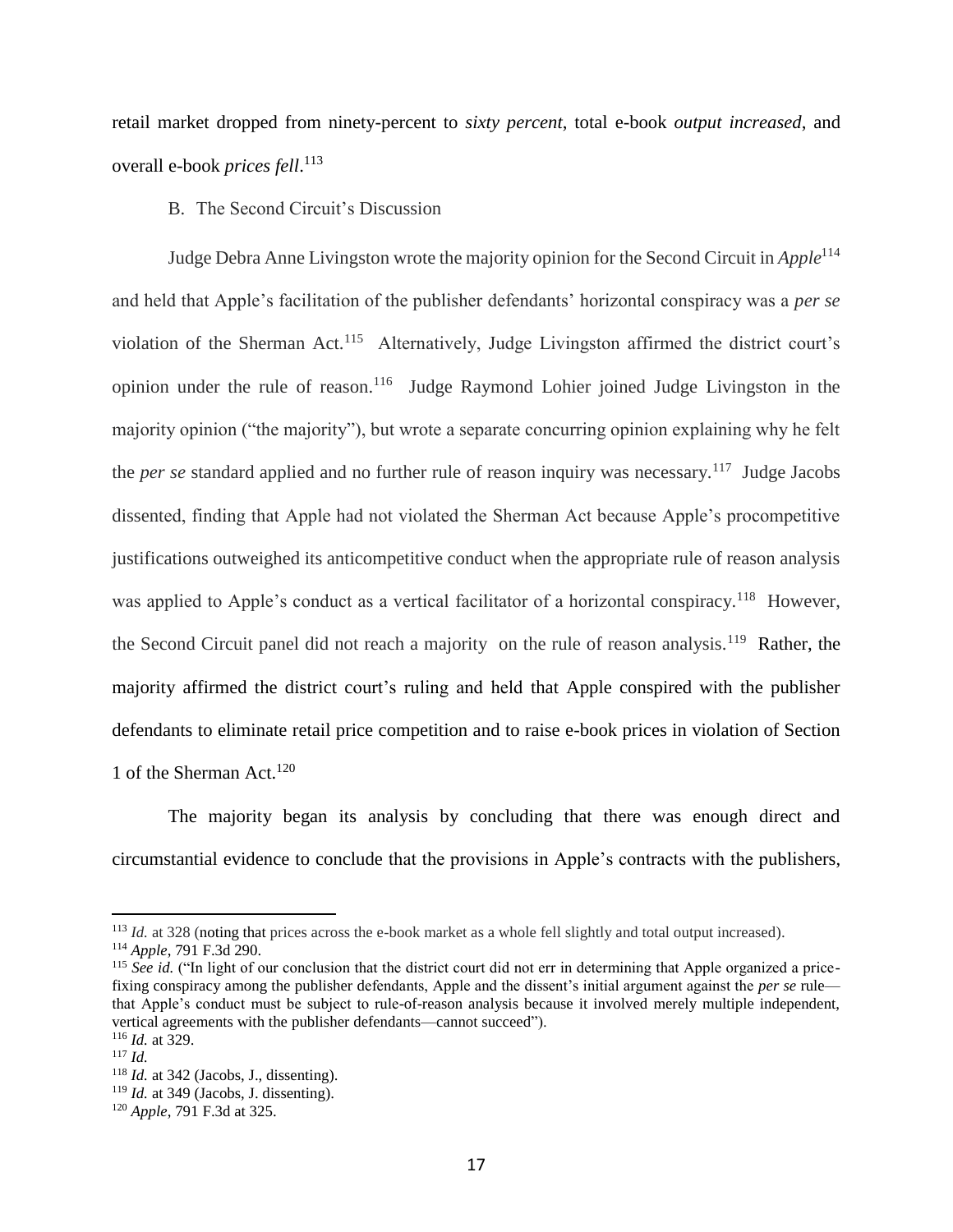retail market dropped from ninety-percent to *sixty percent*, total e-book *output increased*, and overall e-book *prices fell*.[113]

### B. The Second Circuit's Discussion

Judge Debra Anne Livingston wrote the majority opinion for the Second Circuit in *Apple*[114] and held that Apple's facilitation of the publisher defendants' horizontal conspiracy was a *per se* violation of the Sherman Act.[115] Alternatively, Judge Livingston affirmed the district court's opinion under the rule of reason.[116] Judge Raymond Lohier joined Judge Livingston in the majority opinion ("the majority"), but wrote a separate concurring opinion explaining why he felt the *per se* standard applied and no further rule of reason inquiry was necessary.[117] Judge Jacobs dissented, finding that Apple had not violated the Sherman Act because Apple's procompetitive justifications outweighed its anticompetitive conduct when the appropriate rule of reason analysis was applied to Apple's conduct as a vertical facilitator of a horizontal conspiracy.[118] However, the Second Circuit panel did not reach a majority on the rule of reason analysis.[119] Rather, the majority affirmed the district court's ruling and held that Apple conspired with the publisher defendants to eliminate retail price competition and to raise e-book prices in violation of Section 1 of the Sherman Act.[120]

The majority began its analysis by concluding that there was enough direct and circumstantial evidence to conclude that the provisions in Apple's contracts with the publishers,

---

[113] *Id.* at 328 (noting that prices across the e-book market as a whole fell slightly and total output increased).

[114] *Apple*, 791 F.3d 290.

[115] *See id.* ("In light of our conclusion that the district court did not err in determining that Apple organized a price-fixing conspiracy among the publisher defendants, Apple and the dissent's initial argument against the *per se* rule—that Apple's conduct must be subject to rule-of-reason analysis because it involved merely multiple independent, vertical agreements with the publisher defendants—cannot succeed").

[116] *Id.* at 329.

[117] *Id.*

[118] *Id.* at 342 (Jacobs, J., dissenting).

[119] *Id.* at 349 (Jacobs, J. dissenting).

[120] *Apple*, 791 F.3d at 325.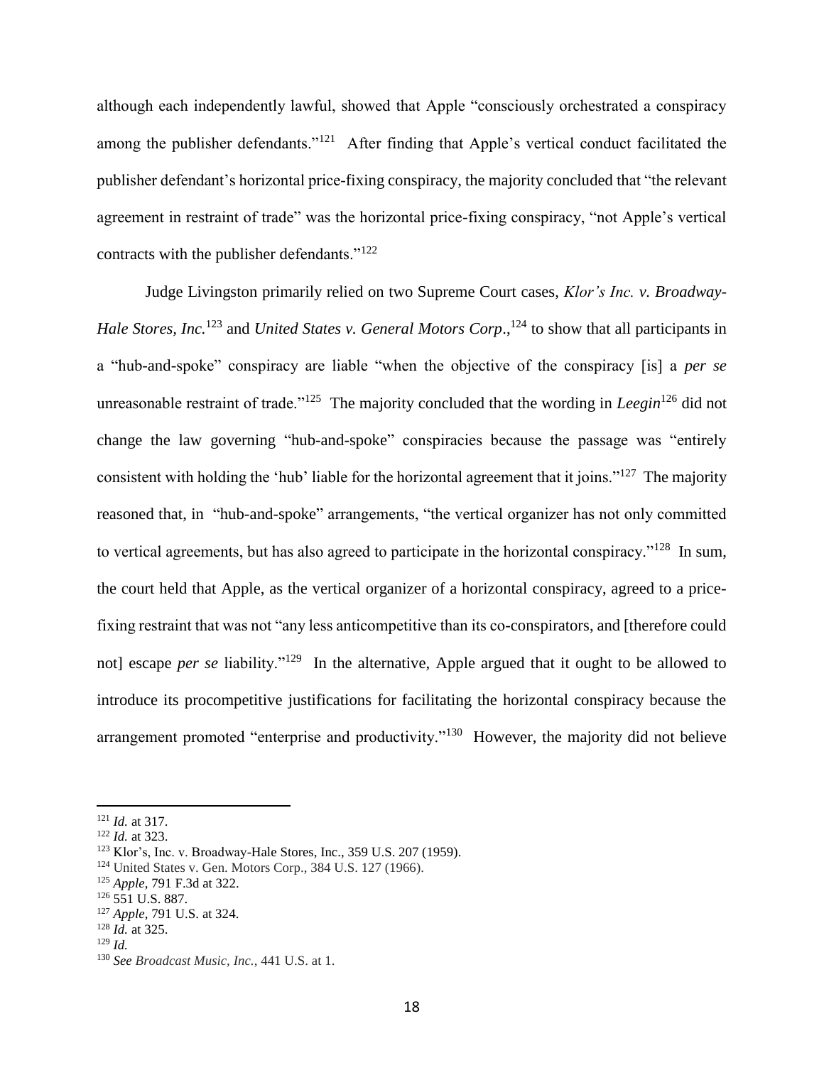although each independently lawful, showed that Apple "consciously orchestrated a conspiracy among the publisher defendants."[121] After finding that Apple's vertical conduct facilitated the publisher defendant's horizontal price-fixing conspiracy, the majority concluded that "the relevant agreement in restraint of trade" was the horizontal price-fixing conspiracy, "not Apple's vertical contracts with the publisher defendants."[122]

Judge Livingston primarily relied on two Supreme Court cases, *Klor's Inc. v. Broadway-Hale Stores, Inc.*[123] and *United States v. General Motors Corp*.,[124] to show that all participants in a "hub-and-spoke" conspiracy are liable "when the objective of the conspiracy [is] a *per se* unreasonable restraint of trade."[125] The majority concluded that the wording in *Leegin*[126] did not change the law governing "hub-and-spoke" conspiracies because the passage was "entirely consistent with holding the 'hub' liable for the horizontal agreement that it joins."[127] The majority reasoned that, in "hub-and-spoke" arrangements, "the vertical organizer has not only committed to vertical agreements, but has also agreed to participate in the horizontal conspiracy."[128] In sum, the court held that Apple, as the vertical organizer of a horizontal conspiracy, agreed to a price-fixing restraint that was not "any less anticompetitive than its co-conspirators, and [therefore could not] escape *per se* liability."[129] In the alternative, Apple argued that it ought to be allowed to introduce its procompetitive justifications for facilitating the horizontal conspiracy because the arrangement promoted "enterprise and productivity."[130] However, the majority did not believe

---

[121] *Id.* at 317.
[122] *Id.* at 323.
[123] Klor's, Inc. v. Broadway-Hale Stores, Inc., 359 U.S. 207 (1959).
[124] United States v. Gen. Motors Corp., 384 U.S. 127 (1966).
[125] *Apple*, 791 F.3d at 322.
[126] 551 U.S. 887.
[127] *Apple*, 791 U.S. at 324.
[128] *Id.* at 325.
[129] *Id.*
[130] *See Broadcast Music, Inc.*, 441 U.S. at 1.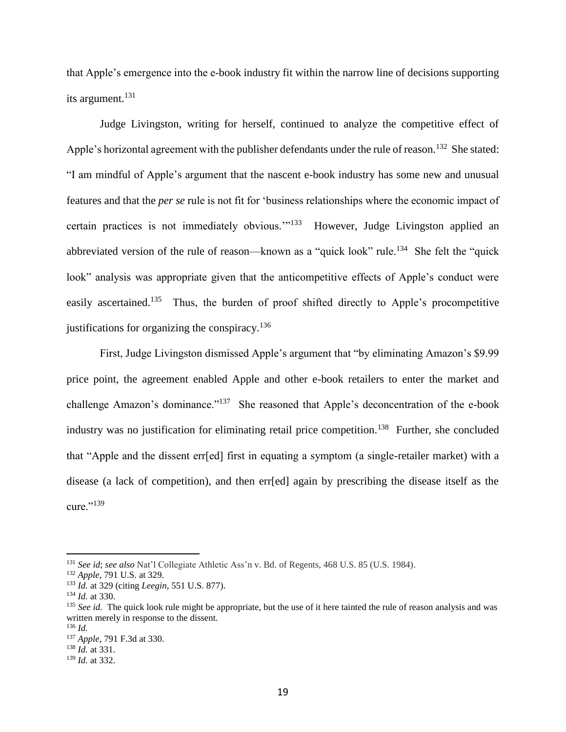that Apple's emergence into the e-book industry fit within the narrow line of decisions supporting its argument.[131]

Judge Livingston, writing for herself, continued to analyze the competitive effect of Apple's horizontal agreement with the publisher defendants under the rule of reason.[132] She stated: "I am mindful of Apple's argument that the nascent e-book industry has some new and unusual features and that the *per se* rule is not fit for 'business relationships where the economic impact of certain practices is not immediately obvious.'"[133] However, Judge Livingston applied an abbreviated version of the rule of reason—known as a "quick look" rule.[134] She felt the "quick look" analysis was appropriate given that the anticompetitive effects of Apple's conduct were easily ascertained.[135] Thus, the burden of proof shifted directly to Apple's procompetitive justifications for organizing the conspiracy.[136]

First, Judge Livingston dismissed Apple's argument that "by eliminating Amazon's $9.99 price point, the agreement enabled Apple and other e-book retailers to enter the market and challenge Amazon's dominance."[137] She reasoned that Apple's deconcentration of the e-book industry was no justification for eliminating retail price competition.[138] Further, she concluded that "Apple and the dissent err[ed] first in equating a symptom (a single-retailer market) with a disease (a lack of competition), and then err[ed] again by prescribing the disease itself as the cure."[139]

---

[131] *See id*; *see also* Nat'l Collegiate Athletic Ass'n v. Bd. of Regents, 468 U.S. 85 (U.S. 1984).

[132] *Apple*, 791 U.S. at 329.

[133] *Id.* at 329 (citing *Leegin*, 551 U.S. 877).

[134] *Id.* at 330.

[135] *See id.* The quick look rule might be appropriate, but the use of it here tainted the rule of reason analysis and was written merely in response to the dissent.

[136] *Id.*

[137] *Apple*, 791 F.3d at 330.

[138] *Id.* at 331.

[139] *Id.* at 332.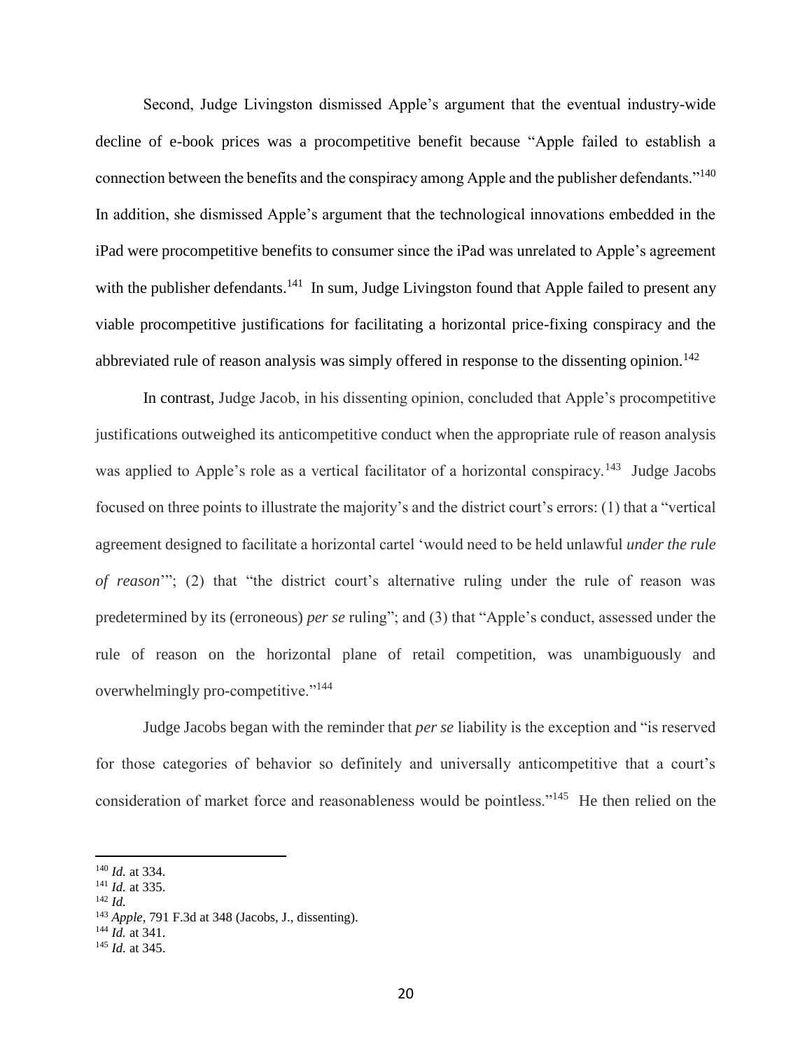Second, Judge Livingston dismissed Apple's argument that the eventual industry-wide decline of e-book prices was a procompetitive benefit because "Apple failed to establish a connection between the benefits and the conspiracy among Apple and the publisher defendants."[140] In addition, she dismissed Apple's argument that the technological innovations embedded in the iPad were procompetitive benefits to consumer since the iPad was unrelated to Apple's agreement with the publisher defendants.[141] In sum, Judge Livingston found that Apple failed to present any viable procompetitive justifications for facilitating a horizontal price-fixing conspiracy and the abbreviated rule of reason analysis was simply offered in response to the dissenting opinion.[142]

In contrast, Judge Jacob, in his dissenting opinion, concluded that Apple's procompetitive justifications outweighed its anticompetitive conduct when the appropriate rule of reason analysis was applied to Apple's role as a vertical facilitator of a horizontal conspiracy.[143] Judge Jacobs focused on three points to illustrate the majority's and the district court's errors: (1) that a "vertical agreement designed to facilitate a horizontal cartel 'would need to be held unlawful *under the rule of reason*'"; (2) that "the district court's alternative ruling under the rule of reason was predetermined by its (erroneous) *per se* ruling"; and (3) that "Apple's conduct, assessed under the rule of reason on the horizontal plane of retail competition, was unambiguously and overwhelmingly pro-competitive."[144]

Judge Jacobs began with the reminder that *per se* liability is the exception and "is reserved for those categories of behavior so definitely and universally anticompetitive that a court's consideration of market force and reasonableness would be pointless."[145] He then relied on the

---

[140] *Id.* at 334.

[141] *Id.* at 335.

[142] *Id.*

[143] *Apple*, 791 F.3d at 348 (Jacobs, J., dissenting).

[144] *Id.* at 341.

[145] *Id.* at 345.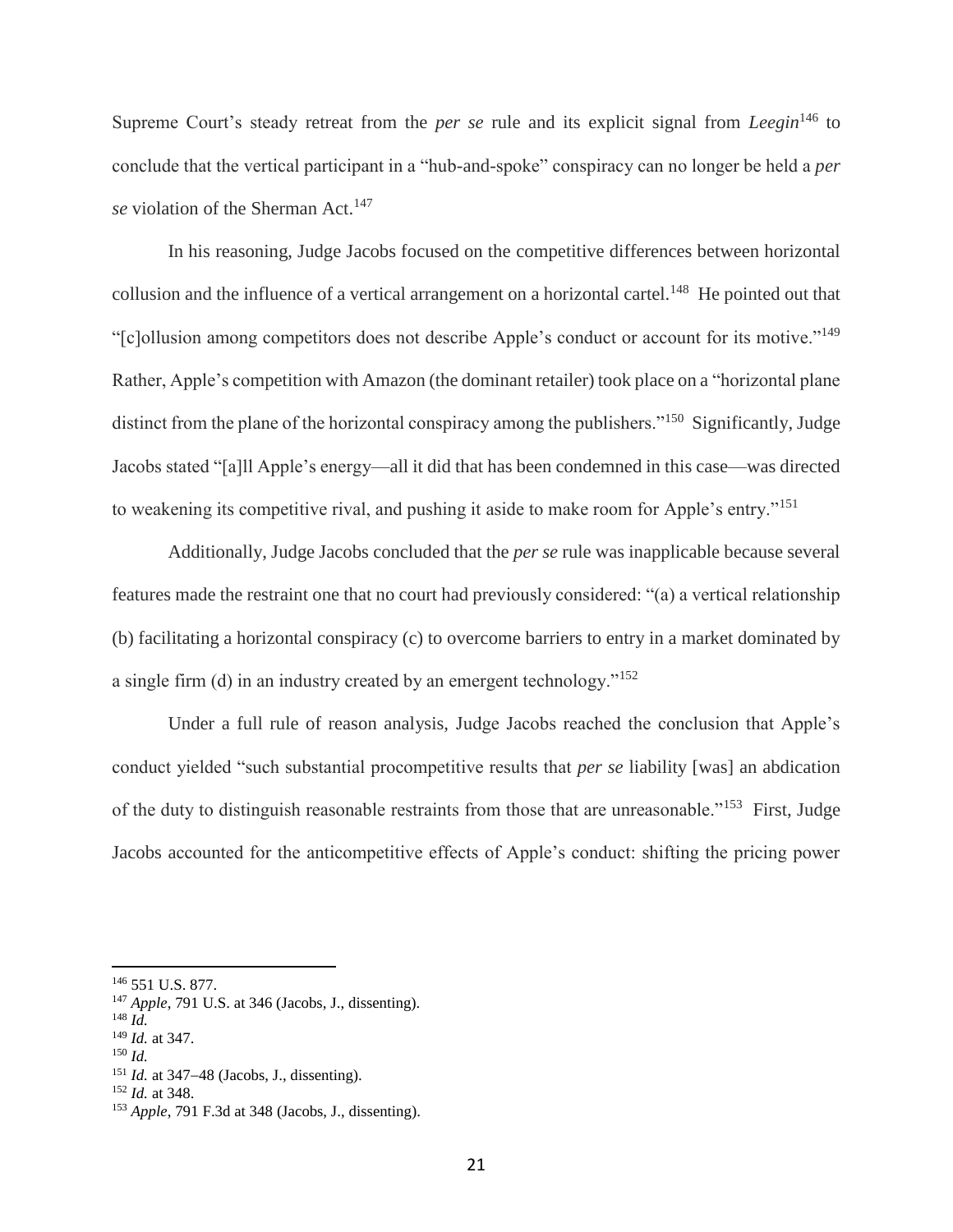Supreme Court's steady retreat from the *per se* rule and its explicit signal from *Leegin*[146] to conclude that the vertical participant in a "hub-and-spoke" conspiracy can no longer be held a *per se* violation of the Sherman Act.[147]

In his reasoning, Judge Jacobs focused on the competitive differences between horizontal collusion and the influence of a vertical arrangement on a horizontal cartel.[148] He pointed out that "[c]ollusion among competitors does not describe Apple's conduct or account for its motive."[149] Rather, Apple's competition with Amazon (the dominant retailer) took place on a "horizontal plane distinct from the plane of the horizontal conspiracy among the publishers."[150] Significantly, Judge Jacobs stated "[a]ll Apple's energy—all it did that has been condemned in this case—was directed to weakening its competitive rival, and pushing it aside to make room for Apple's entry."[151]

Additionally, Judge Jacobs concluded that the *per se* rule was inapplicable because several features made the restraint one that no court had previously considered: "(a) a vertical relationship (b) facilitating a horizontal conspiracy (c) to overcome barriers to entry in a market dominated by a single firm (d) in an industry created by an emergent technology."[152]

Under a full rule of reason analysis, Judge Jacobs reached the conclusion that Apple's conduct yielded "such substantial procompetitive results that *per se* liability [was] an abdication of the duty to distinguish reasonable restraints from those that are unreasonable."[153] First, Judge Jacobs accounted for the anticompetitive effects of Apple's conduct: shifting the pricing power

---

[146] 551 U.S. 877.

[147] *Apple*, 791 U.S. at 346 (Jacobs, J., dissenting).

[148] *Id.*

[149] *Id.* at 347.

[150] *Id.*

[151] *Id.* at 347–48 (Jacobs, J., dissenting).

[152] *Id.* at 348.

[153] *Apple*, 791 F.3d at 348 (Jacobs, J., dissenting).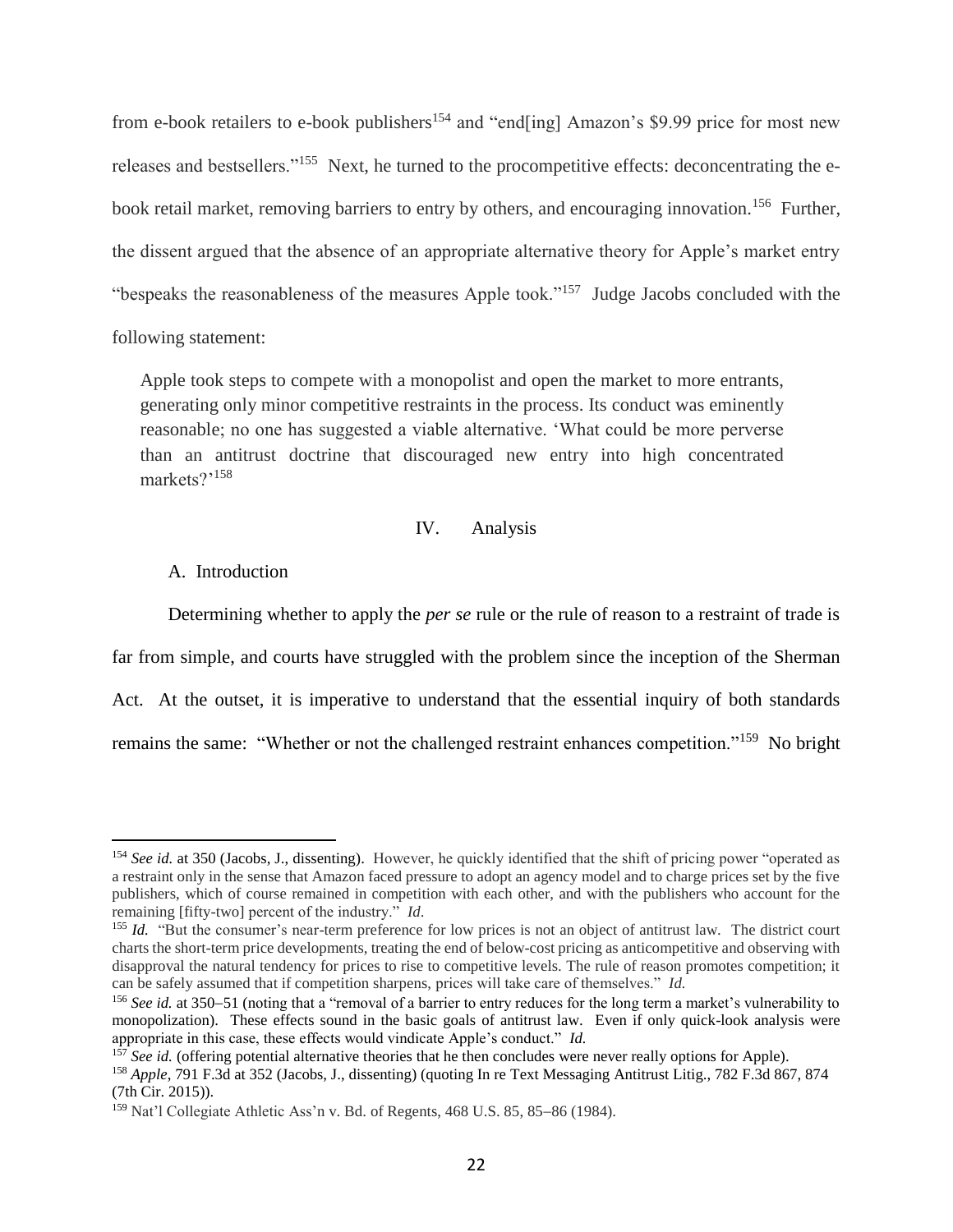from e-book retailers to e-book publishers[154] and "end[ing] Amazon's $9.99 price for most new releases and bestsellers."[155] Next, he turned to the procompetitive effects: deconcentrating the e-book retail market, removing barriers to entry by others, and encouraging innovation.[156] Further, the dissent argued that the absence of an appropriate alternative theory for Apple's market entry "bespeaks the reasonableness of the measures Apple took."[157] Judge Jacobs concluded with the following statement:

> Apple took steps to compete with a monopolist and open the market to more entrants, generating only minor competitive restraints in the process. Its conduct was eminently reasonable; no one has suggested a viable alternative. 'What could be more perverse than an antitrust doctrine that discouraged new entry into high concentrated markets?'[158]

## IV. Analysis

### A. Introduction

Determining whether to apply the *per se* rule or the rule of reason to a restraint of trade is far from simple, and courts have struggled with the problem since the inception of the Sherman Act. At the outset, it is imperative to understand that the essential inquiry of both standards remains the same: "Whether or not the challenged restraint enhances competition."[159] No bright

---

[154] *See id.* at 350 (Jacobs, J., dissenting). However, he quickly identified that the shift of pricing power "operated as a restraint only in the sense that Amazon faced pressure to adopt an agency model and to charge prices set by the five publishers, which of course remained in competition with each other, and with the publishers who account for the remaining [fifty-two] percent of the industry." *Id*.

[155] *Id.* "But the consumer's near-term preference for low prices is not an object of antitrust law. The district court charts the short-term price developments, treating the end of below-cost pricing as anticompetitive and observing with disapproval the natural tendency for prices to rise to competitive levels. The rule of reason promotes competition; it can be safely assumed that if competition sharpens, prices will take care of themselves." *Id.*

[156] *See id.* at 350–51 (noting that a "removal of a barrier to entry reduces for the long term a market's vulnerability to monopolization). These effects sound in the basic goals of antitrust law. Even if only quick-look analysis were appropriate in this case, these effects would vindicate Apple's conduct." *Id.*

[157] *See id.* (offering potential alternative theories that he then concludes were never really options for Apple).

[158] *Apple*, 791 F.3d at 352 (Jacobs, J., dissenting) (quoting In re Text Messaging Antitrust Litig., 782 F.3d 867, 874 (7th Cir. 2015)).

[159] Nat'l Collegiate Athletic Ass'n v. Bd. of Regents, 468 U.S. 85, 85–86 (1984).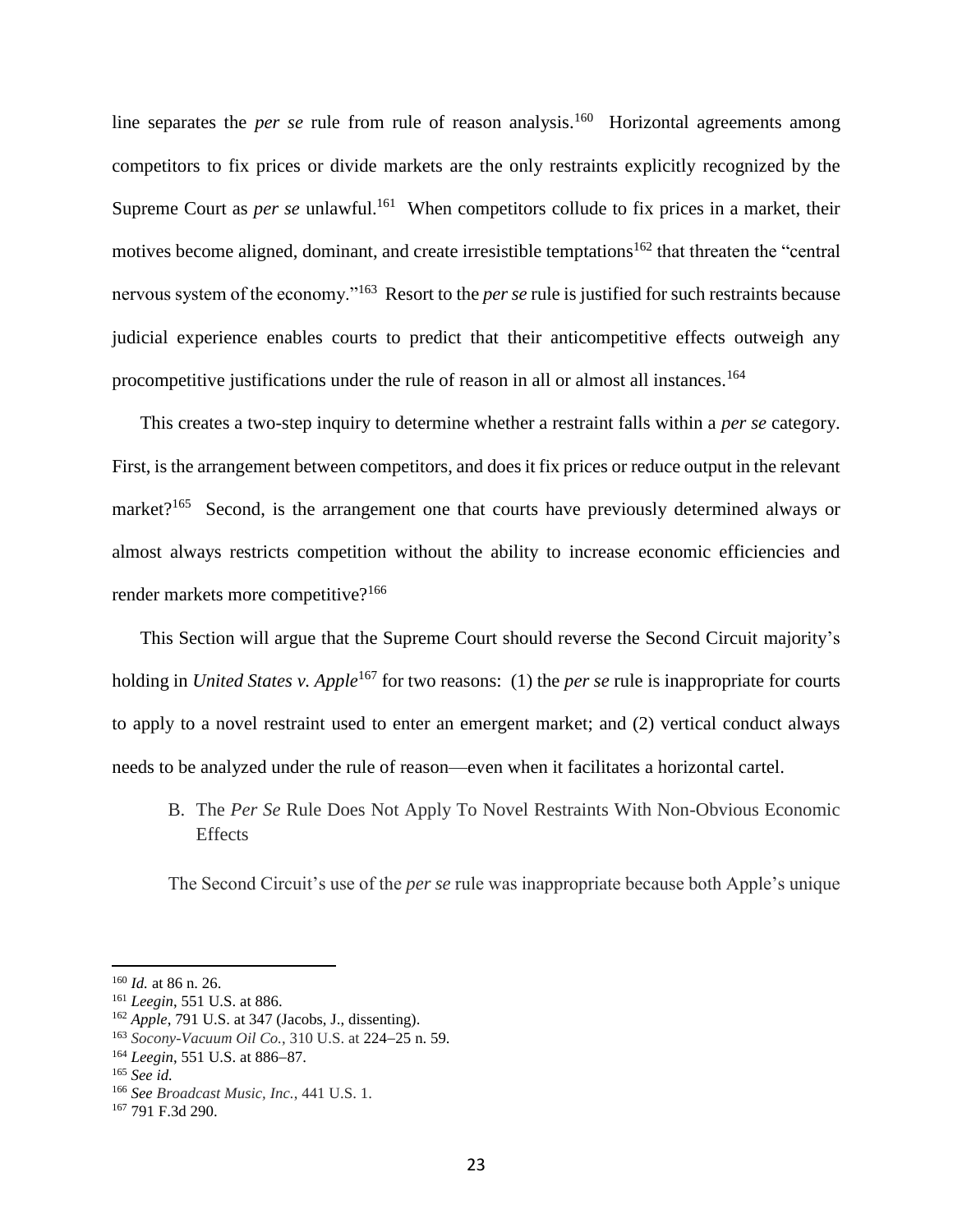line separates the *per se* rule from rule of reason analysis.[160] Horizontal agreements among competitors to fix prices or divide markets are the only restraints explicitly recognized by the Supreme Court as *per se* unlawful.[161] When competitors collude to fix prices in a market, their motives become aligned, dominant, and create irresistible temptations[162] that threaten the "central nervous system of the economy."[163] Resort to the *per se* rule is justified for such restraints because judicial experience enables courts to predict that their anticompetitive effects outweigh any procompetitive justifications under the rule of reason in all or almost all instances.[164]

This creates a two-step inquiry to determine whether a restraint falls within a *per se* category. First, is the arrangement between competitors, and does it fix prices or reduce output in the relevant market?[165] Second, is the arrangement one that courts have previously determined always or almost always restricts competition without the ability to increase economic efficiencies and render markets more competitive?[166]

This Section will argue that the Supreme Court should reverse the Second Circuit majority's holding in *United States v. Apple*[167] for two reasons: (1) the *per se* rule is inappropriate for courts to apply to a novel restraint used to enter an emergent market; and (2) vertical conduct always needs to be analyzed under the rule of reason—even when it facilitates a horizontal cartel.

### B. The *Per Se* Rule Does Not Apply To Novel Restraints With Non-Obvious Economic Effects

The Second Circuit's use of the *per se* rule was inappropriate because both Apple's unique

---

[160] *Id.* at 86 n. 26.
[161] *Leegin*, 551 U.S. at 886.
[162] *Apple*, 791 U.S. at 347 (Jacobs, J., dissenting).
[163] *Socony-Vacuum Oil Co.*, 310 U.S. at 224–25 n. 59.
[164] *Leegin*, 551 U.S. at 886–87.
[165] *See id.*
[166] *See Broadcast Music, Inc.*, 441 U.S. 1.
[167] 791 F.3d 290.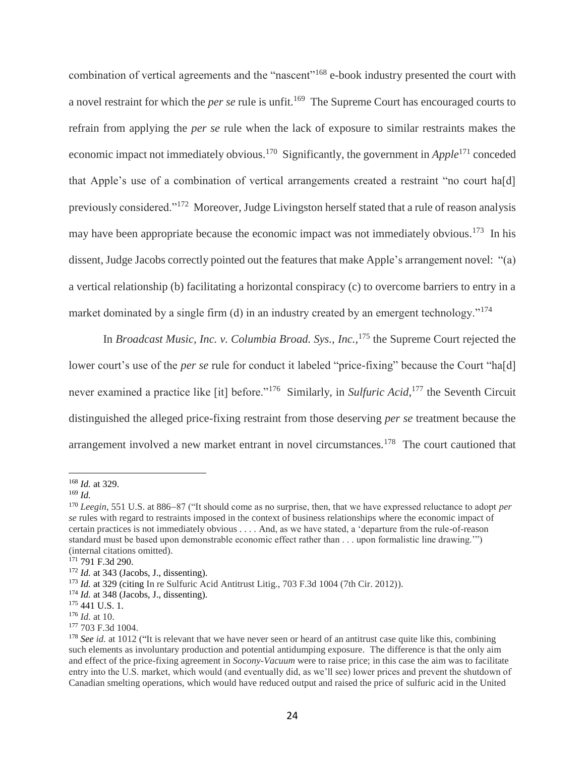combination of vertical agreements and the "nascent"[168] e-book industry presented the court with a novel restraint for which the *per se* rule is unfit.[169] The Supreme Court has encouraged courts to refrain from applying the *per se* rule when the lack of exposure to similar restraints makes the economic impact not immediately obvious.[170] Significantly, the government in *Apple*[171] conceded that Apple's use of a combination of vertical arrangements created a restraint "no court ha[d] previously considered."[172] Moreover, Judge Livingston herself stated that a rule of reason analysis may have been appropriate because the economic impact was not immediately obvious.[173] In his dissent, Judge Jacobs correctly pointed out the features that make Apple's arrangement novel: "(a) a vertical relationship (b) facilitating a horizontal conspiracy (c) to overcome barriers to entry in a market dominated by a single firm (d) in an industry created by an emergent technology."[174]

In *Broadcast Music, Inc. v. Columbia Broad. Sys., Inc.*,[175] the Supreme Court rejected the lower court's use of the *per se* rule for conduct it labeled "price-fixing" because the Court "ha[d] never examined a practice like [it] before."[176] Similarly, in *Sulfuric Acid*,[177] the Seventh Circuit distinguished the alleged price-fixing restraint from those deserving *per se* treatment because the arrangement involved a new market entrant in novel circumstances.[178] The court cautioned that

---

[168] *Id.* at 329.

[169] *Id.*

[170] *Leegin*, 551 U.S. at 886–87 ("It should come as no surprise, then, that we have expressed reluctance to adopt *per se* rules with regard to restraints imposed in the context of business relationships where the economic impact of certain practices is not immediately obvious . . . . And, as we have stated, a 'departure from the rule-of-reason standard must be based upon demonstrable economic effect rather than . . . upon formalistic line drawing.'") (internal citations omitted).

[171] 791 F.3d 290.

[172] *Id.* at 343 (Jacobs, J., dissenting).

[173] *Id.* at 329 (citing In re Sulfuric Acid Antitrust Litig., 703 F.3d 1004 (7th Cir. 2012)).

[174] *Id.* at 348 (Jacobs, J., dissenting).

[175] 441 U.S. 1.

[176] *Id.* at 10.

[177] 703 F.3d 1004.

[178] *See id.* at 1012 ("It is relevant that we have never seen or heard of an antitrust case quite like this, combining such elements as involuntary production and potential antidumping exposure. The difference is that the only aim and effect of the price-fixing agreement in *Socony-Vacuum* were to raise price; in this case the aim was to facilitate entry into the U.S. market, which would (and eventually did, as we'll see) lower prices and prevent the shutdown of Canadian smelting operations, which would have reduced output and raised the price of sulfuric acid in the United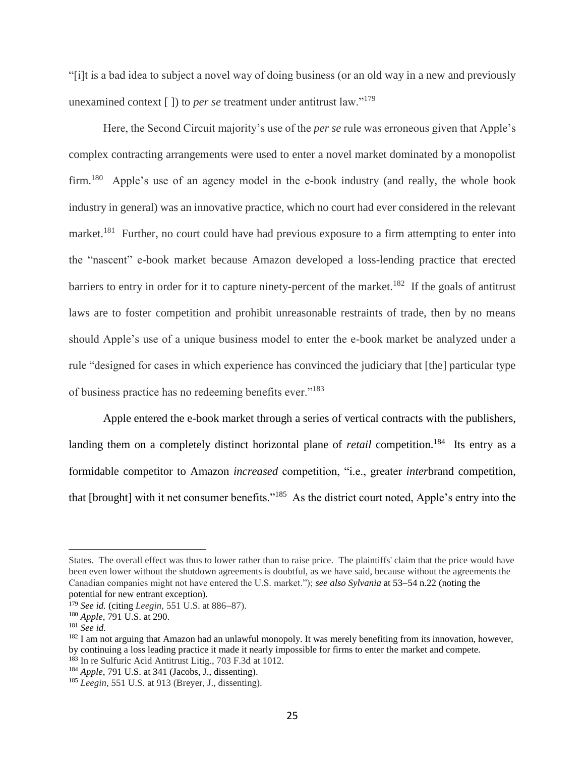"[i]t is a bad idea to subject a novel way of doing business (or an old way in a new and previously unexamined context [ ]) to *per se* treatment under antitrust law."[179]

Here, the Second Circuit majority's use of the *per se* rule was erroneous given that Apple's complex contracting arrangements were used to enter a novel market dominated by a monopolist firm.[180] Apple's use of an agency model in the e-book industry (and really, the whole book industry in general) was an innovative practice, which no court had ever considered in the relevant market.[181] Further, no court could have had previous exposure to a firm attempting to enter into the "nascent" e-book market because Amazon developed a loss-lending practice that erected barriers to entry in order for it to capture ninety-percent of the market.[182] If the goals of antitrust laws are to foster competition and prohibit unreasonable restraints of trade, then by no means should Apple's use of a unique business model to enter the e-book market be analyzed under a rule "designed for cases in which experience has convinced the judiciary that [the] particular type of business practice has no redeeming benefits ever."[183]

Apple entered the e-book market through a series of vertical contracts with the publishers, landing them on a completely distinct horizontal plane of *retail* competition.[184] Its entry as a formidable competitor to Amazon *increased* competition, "i.e., greater *inter*brand competition, that [brought] with it net consumer benefits."[185] As the district court noted, Apple's entry into the

---

States. The overall effect was thus to lower rather than to raise price. The plaintiffs' claim that the price would have been even lower without the shutdown agreements is doubtful, as we have said, because without the agreements the Canadian companies might not have entered the U.S. market."); ***see also Sylvania*** at 53–54 n.22 (noting the potential for new entrant exception).

[179] *See id.* (citing *Leegin*, 551 U.S. at 886–87).

[180] *Apple*, 791 U.S. at 290.

[181] *See id.*

[182] I am not arguing that Amazon had an unlawful monopoly. It was merely benefiting from its innovation, however, by continuing a loss leading practice it made it nearly impossible for firms to enter the market and compete.

[183] In re Sulfuric Acid Antitrust Litig., 703 F.3d at 1012.

[184] *Apple*, 791 U.S. at 341 (Jacobs, J., dissenting).

[185] *Leegin*, 551 U.S. at 913 (Breyer, J., dissenting).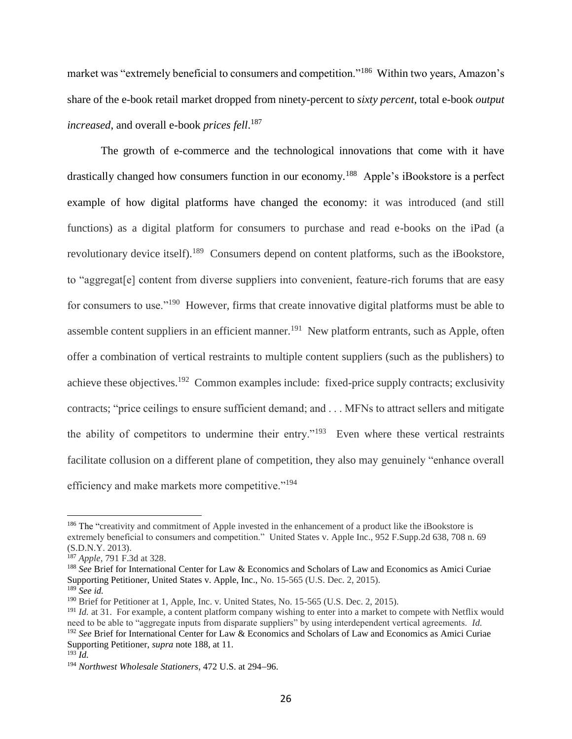market was "extremely beneficial to consumers and competition."[186] Within two years, Amazon's share of the e-book retail market dropped from ninety-percent to *sixty percent*, total e-book *output increased*, and overall e-book *prices fell*.[187]

The growth of e-commerce and the technological innovations that come with it have drastically changed how consumers function in our economy.[188] Apple's iBookstore is a perfect example of how digital platforms have changed the economy: it was introduced (and still functions) as a digital platform for consumers to purchase and read e-books on the iPad (a revolutionary device itself).[189] Consumers depend on content platforms, such as the iBookstore, to "aggregat[e] content from diverse suppliers into convenient, feature-rich forums that are easy for consumers to use."[190] However, firms that create innovative digital platforms must be able to assemble content suppliers in an efficient manner.[191] New platform entrants, such as Apple, often offer a combination of vertical restraints to multiple content suppliers (such as the publishers) to achieve these objectives.[192] Common examples include: fixed-price supply contracts; exclusivity contracts; "price ceilings to ensure sufficient demand; and . . . MFNs to attract sellers and mitigate the ability of competitors to undermine their entry."[193] Even where these vertical restraints facilitate collusion on a different plane of competition, they also may genuinely "enhance overall efficiency and make markets more competitive."[194]

---

[186] The "creativity and commitment of Apple invested in the enhancement of a product like the iBookstore is extremely beneficial to consumers and competition." United States v. Apple Inc., 952 F.Supp.2d 638, 708 n. 69 (S.D.N.Y. 2013).

[187] *Apple*, 791 F.3d at 328.

[188] *See* Brief for International Center for Law & Economics and Scholars of Law and Economics as Amici Curiae Supporting Petitioner, United States v. Apple, Inc., No. 15-565 (U.S. Dec. 2, 2015).

[189] *See id.*

[190] Brief for Petitioner at 1, Apple, Inc. v. United States, No. 15-565 (U.S. Dec. 2, 2015).

[191] *Id.* at 31. For example, a content platform company wishing to enter into a market to compete with Netflix would need to be able to "aggregate inputs from disparate suppliers" by using interdependent vertical agreements. *Id.*

[192] *See* Brief for International Center for Law & Economics and Scholars of Law and Economics as Amici Curiae Supporting Petitioner, *supra* note 188, at 11.

[193] *Id.*

[194] *Northwest Wholesale Stationers*, 472 U.S. at 294–96.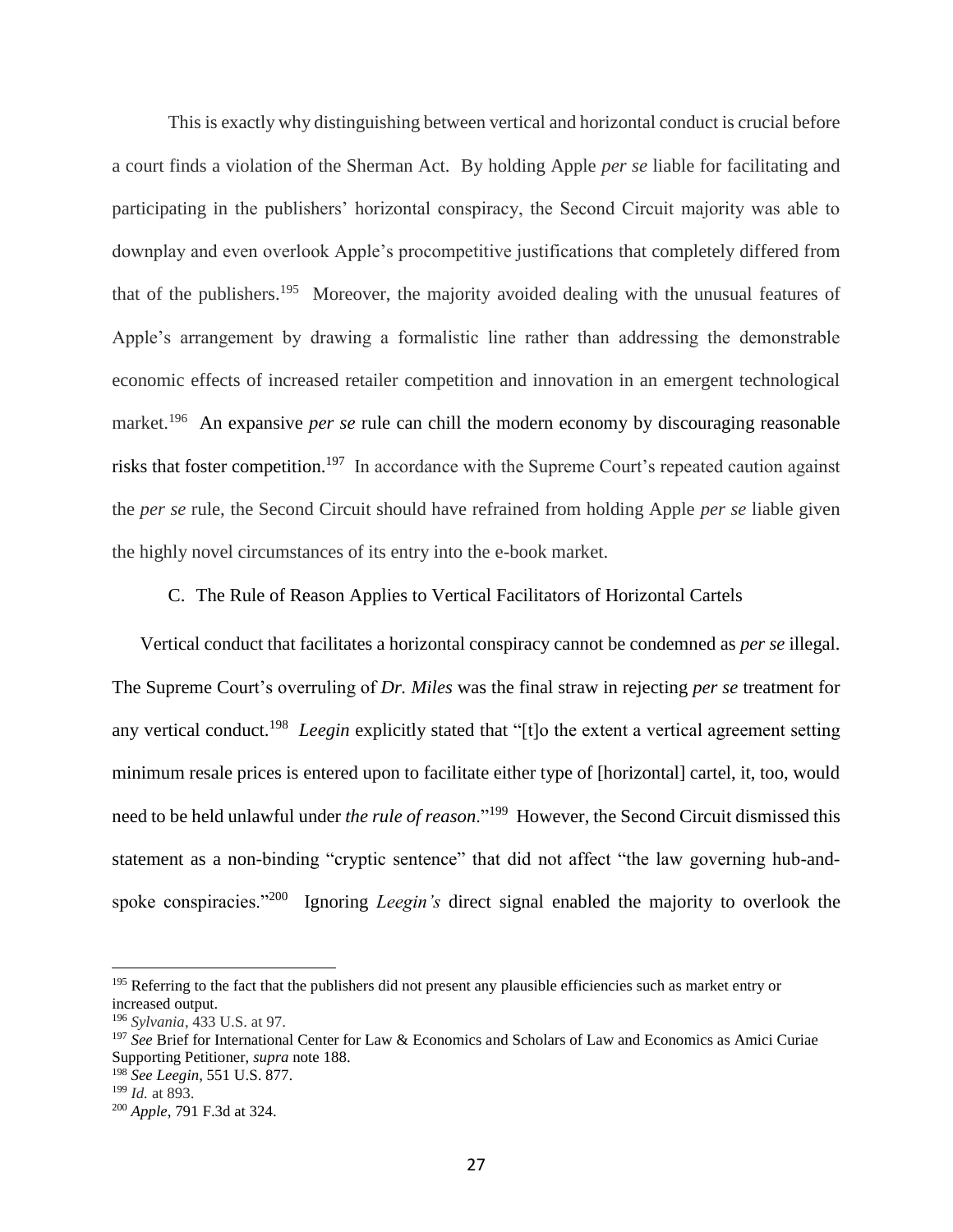This is exactly why distinguishing between vertical and horizontal conduct is crucial before a court finds a violation of the Sherman Act. By holding Apple *per se* liable for facilitating and participating in the publishers' horizontal conspiracy, the Second Circuit majority was able to downplay and even overlook Apple's procompetitive justifications that completely differed from that of the publishers.[195] Moreover, the majority avoided dealing with the unusual features of Apple's arrangement by drawing a formalistic line rather than addressing the demonstrable economic effects of increased retailer competition and innovation in an emergent technological market.[196] An expansive *per se* rule can chill the modern economy by discouraging reasonable risks that foster competition.[197] In accordance with the Supreme Court's repeated caution against the *per se* rule, the Second Circuit should have refrained from holding Apple *per se* liable given the highly novel circumstances of its entry into the e-book market.

### C. The Rule of Reason Applies to Vertical Facilitators of Horizontal Cartels

Vertical conduct that facilitates a horizontal conspiracy cannot be condemned as *per se* illegal. The Supreme Court's overruling of *Dr. Miles* was the final straw in rejecting *per se* treatment for any vertical conduct.[198] *Leegin* explicitly stated that "[t]o the extent a vertical agreement setting minimum resale prices is entered upon to facilitate either type of [horizontal] cartel, it, too, would need to be held unlawful under *the rule of reason*."[199] However, the Second Circuit dismissed this statement as a non-binding "cryptic sentence" that did not affect "the law governing hub-and-spoke conspiracies."[200] Ignoring *Leegin's* direct signal enabled the majority to overlook the

---

[195] Referring to the fact that the publishers did not present any plausible efficiencies such as market entry or increased output.

[196] *Sylvania*, 433 U.S. at 97.

[197] *See* Brief for International Center for Law & Economics and Scholars of Law and Economics as Amici Curiae Supporting Petitioner, *supra* note 188.

[198] *See Leegin*, 551 U.S. 877.

[199] *Id.* at 893.

[200] *Apple*, 791 F.3d at 324.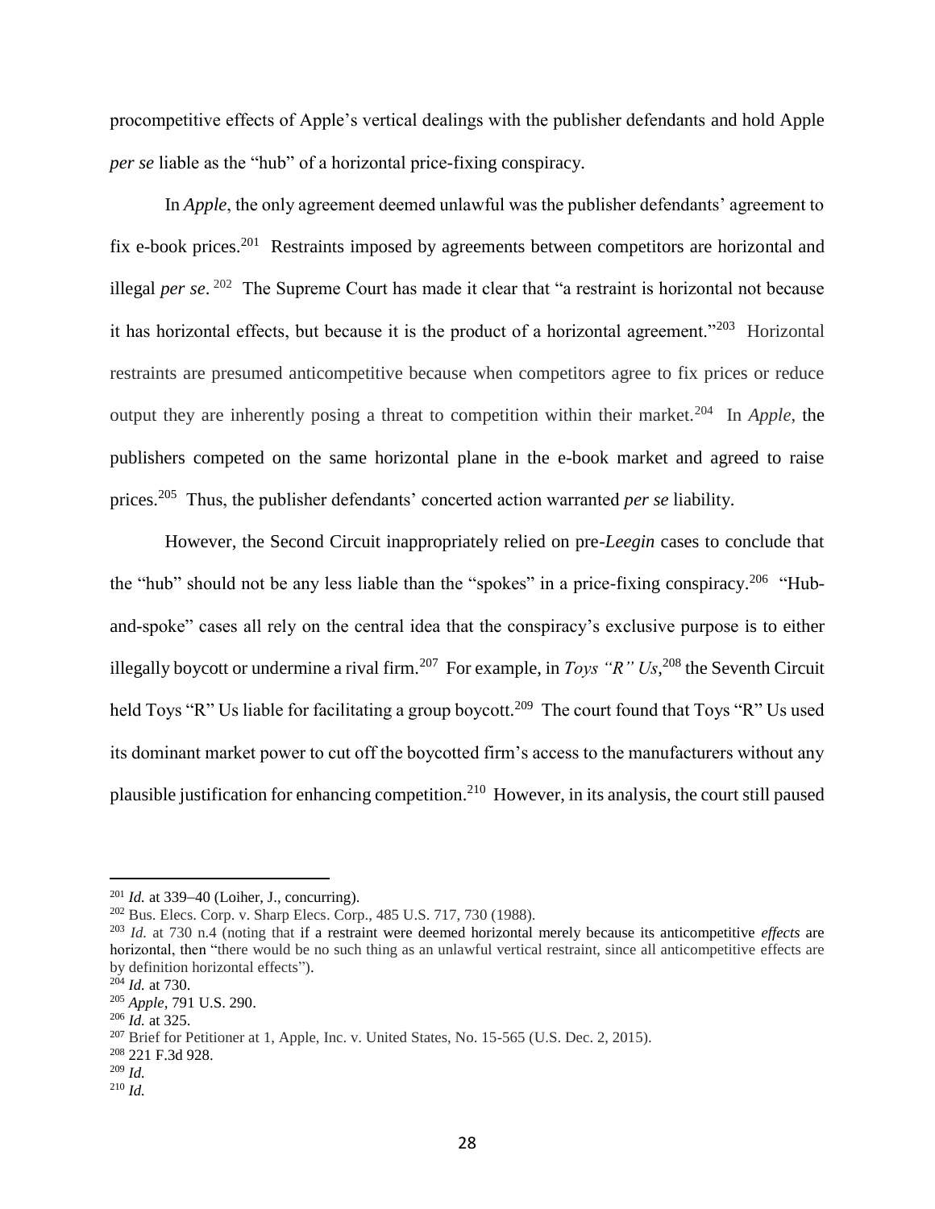procompetitive effects of Apple's vertical dealings with the publisher defendants and hold Apple *per se* liable as the "hub" of a horizontal price-fixing conspiracy.

In *Apple*, the only agreement deemed unlawful was the publisher defendants' agreement to fix e-book prices.[201] Restraints imposed by agreements between competitors are horizontal and illegal *per se*.[202] The Supreme Court has made it clear that "a restraint is horizontal not because it has horizontal effects, but because it is the product of a horizontal agreement."[203] Horizontal restraints are presumed anticompetitive because when competitors agree to fix prices or reduce output they are inherently posing a threat to competition within their market.[204] In *Apple*, the publishers competed on the same horizontal plane in the e-book market and agreed to raise prices.[205] Thus, the publisher defendants' concerted action warranted *per se* liability.

However, the Second Circuit inappropriately relied on pre-*Leegin* cases to conclude that the "hub" should not be any less liable than the "spokes" in a price-fixing conspiracy.[206] "Hub-and-spoke" cases all rely on the central idea that the conspiracy's exclusive purpose is to either illegally boycott or undermine a rival firm.[207] For example, in *Toys "R" Us*,[208] the Seventh Circuit held Toys "R" Us liable for facilitating a group boycott.[209] The court found that Toys "R" Us used its dominant market power to cut off the boycotted firm's access to the manufacturers without any plausible justification for enhancing competition.[210] However, in its analysis, the court still paused

---

[201] *Id.* at 339–40 (Loiher, J., concurring).
[202] Bus. Elecs. Corp. v. Sharp Elecs. Corp., 485 U.S. 717, 730 (1988).
[203] *Id.* at 730 n.4 (noting that if a restraint were deemed horizontal merely because its anticompetitive *effects* are horizontal, then "there would be no such thing as an unlawful vertical restraint, since all anticompetitive effects are by definition horizontal effects").
[204] *Id.* at 730.
[205] *Apple*, 791 U.S. 290.
[206] *Id.* at 325.
[207] Brief for Petitioner at 1, Apple, Inc. v. United States, No. 15-565 (U.S. Dec. 2, 2015).
[208] 221 F.3d 928.
[209] *Id.*
[210] *Id.*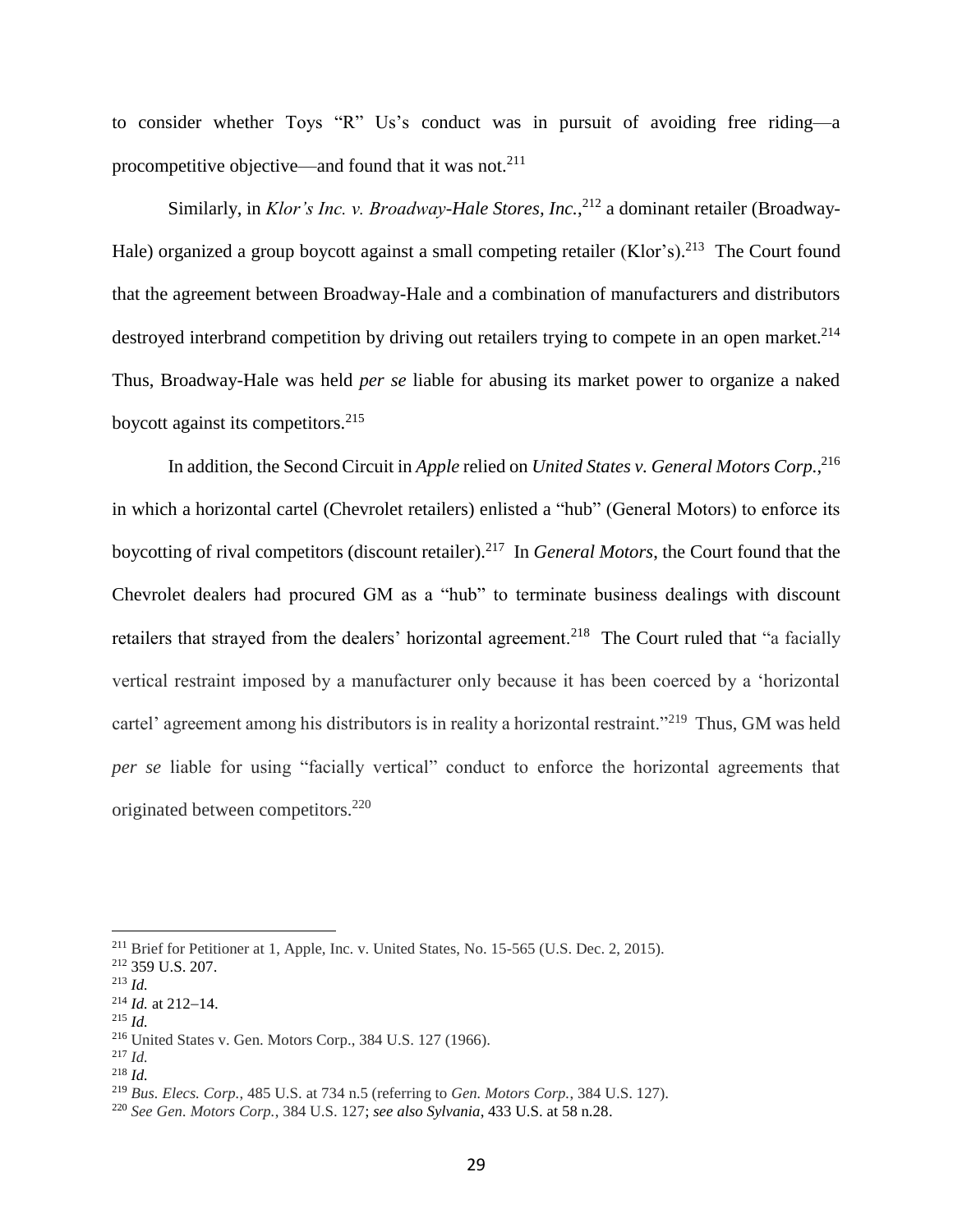to consider whether Toys "R" Us's conduct was in pursuit of avoiding free riding—a procompetitive objective—and found that it was not.[211]

Similarly, in *Klor's Inc. v. Broadway-Hale Stores, Inc.*,[212] a dominant retailer (Broadway-Hale) organized a group boycott against a small competing retailer (Klor's).[213] The Court found that the agreement between Broadway-Hale and a combination of manufacturers and distributors destroyed interbrand competition by driving out retailers trying to compete in an open market.[214] Thus, Broadway-Hale was held *per se* liable for abusing its market power to organize a naked boycott against its competitors.[215]

In addition, the Second Circuit in *Apple* relied on *United States v. General Motors Corp.*,[216] in which a horizontal cartel (Chevrolet retailers) enlisted a "hub" (General Motors) to enforce its boycotting of rival competitors (discount retailer).[217] In *General Motors*, the Court found that the Chevrolet dealers had procured GM as a "hub" to terminate business dealings with discount retailers that strayed from the dealers' horizontal agreement.[218] The Court ruled that "a facially vertical restraint imposed by a manufacturer only because it has been coerced by a 'horizontal cartel' agreement among his distributors is in reality a horizontal restraint."[219] Thus, GM was held *per se* liable for using "facially vertical" conduct to enforce the horizontal agreements that originated between competitors.[220]

---

[211] Brief for Petitioner at 1, Apple, Inc. v. United States, No. 15-565 (U.S. Dec. 2, 2015).
[212] 359 U.S. 207.
[213] *Id.*
[214] *Id.* at 212–14.
[215] *Id.*
[216] United States v. Gen. Motors Corp., 384 U.S. 127 (1966).
[217] *Id.*
[218] *Id.*
[219] *Bus. Elecs. Corp.*, 485 U.S. at 734 n.5 (referring to *Gen. Motors Corp.*, 384 U.S. 127).
[220] *See Gen. Motors Corp.*, 384 U.S. 127; *see also Sylvania*, 433 U.S. at 58 n.28.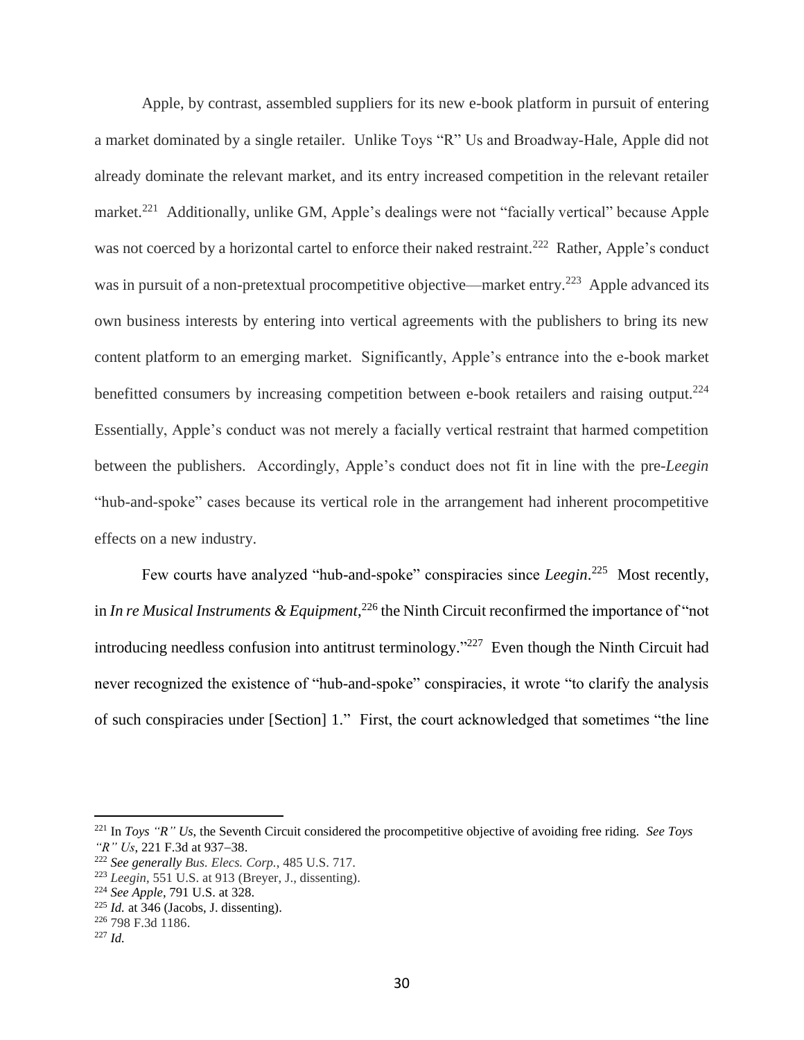Apple, by contrast, assembled suppliers for its new e-book platform in pursuit of entering a market dominated by a single retailer. Unlike Toys "R" Us and Broadway-Hale, Apple did not already dominate the relevant market, and its entry increased competition in the relevant retailer market.[221] Additionally, unlike GM, Apple's dealings were not "facially vertical" because Apple was not coerced by a horizontal cartel to enforce their naked restraint.[222] Rather, Apple's conduct was in pursuit of a non-pretextual procompetitive objective—market entry.[223] Apple advanced its own business interests by entering into vertical agreements with the publishers to bring its new content platform to an emerging market. Significantly, Apple's entrance into the e-book market benefitted consumers by increasing competition between e-book retailers and raising output.[224] Essentially, Apple's conduct was not merely a facially vertical restraint that harmed competition between the publishers. Accordingly, Apple's conduct does not fit in line with the pre-*Leegin* "hub-and-spoke" cases because its vertical role in the arrangement had inherent procompetitive effects on a new industry.

Few courts have analyzed "hub-and-spoke" conspiracies since *Leegin*.[225] Most recently, in *In re Musical Instruments & Equipment*,[226] the Ninth Circuit reconfirmed the importance of "not introducing needless confusion into antitrust terminology."[227] Even though the Ninth Circuit had never recognized the existence of "hub-and-spoke" conspiracies, it wrote "to clarify the analysis of such conspiracies under [Section] 1." First, the court acknowledged that sometimes "the line

---

[221] In *Toys "R" Us*, the Seventh Circuit considered the procompetitive objective of avoiding free riding. *See Toys "R" Us*, 221 F.3d at 937–38.

[222] *See generally Bus. Elecs. Corp.*, 485 U.S. 717.

[223] *Leegin*, 551 U.S. at 913 (Breyer, J., dissenting).

[224] *See Apple*, 791 U.S. at 328.

[225] *Id.* at 346 (Jacobs, J. dissenting).

[226] 798 F.3d 1186.

[227] *Id.*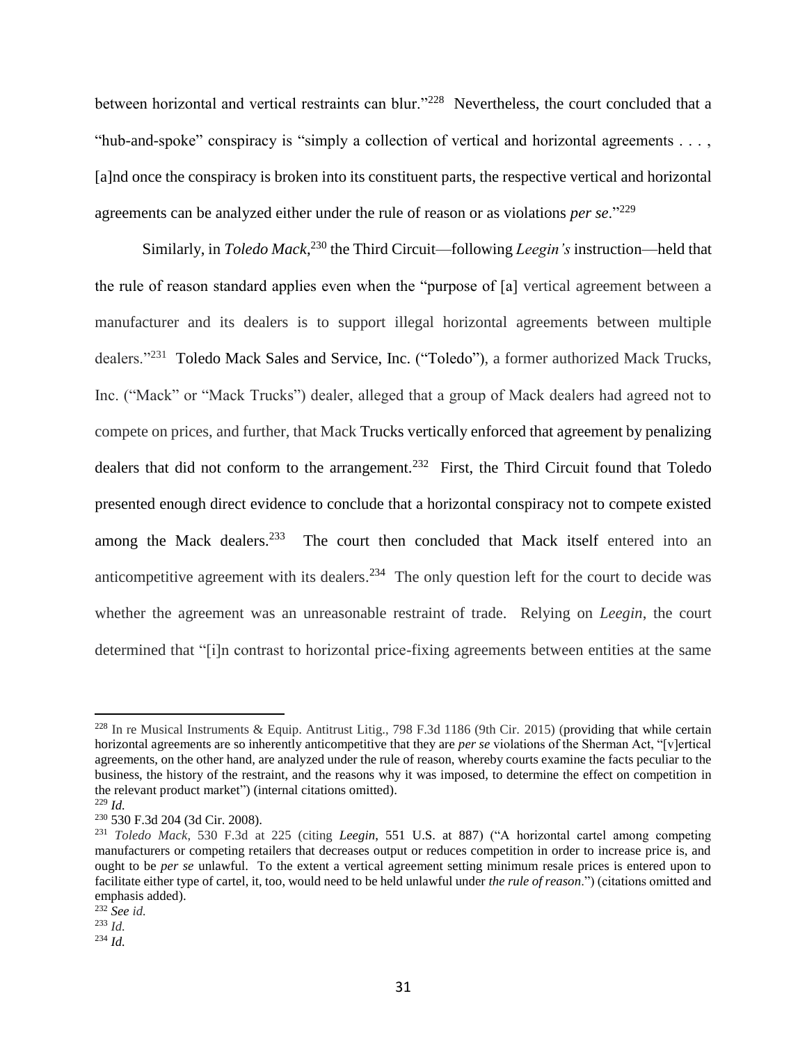between horizontal and vertical restraints can blur."[228] Nevertheless, the court concluded that a "hub-and-spoke" conspiracy is "simply a collection of vertical and horizontal agreements . . . , [a]nd once the conspiracy is broken into its constituent parts, the respective vertical and horizontal agreements can be analyzed either under the rule of reason or as violations *per se*."[229]

Similarly, in *Toledo Mack*,[230] the Third Circuit—following *Leegin's* instruction—held that the rule of reason standard applies even when the "purpose of [a] vertical agreement between a manufacturer and its dealers is to support illegal horizontal agreements between multiple dealers."[231] Toledo Mack Sales and Service, Inc. ("Toledo"), a former authorized Mack Trucks, Inc. ("Mack" or "Mack Trucks") dealer, alleged that a group of Mack dealers had agreed not to compete on prices, and further, that Mack Trucks vertically enforced that agreement by penalizing dealers that did not conform to the arrangement.[232] First, the Third Circuit found that Toledo presented enough direct evidence to conclude that a horizontal conspiracy not to compete existed among the Mack dealers.[233] The court then concluded that Mack itself entered into an anticompetitive agreement with its dealers.[234] The only question left for the court to decide was whether the agreement was an unreasonable restraint of trade. Relying on *Leegin*, the court determined that "[i]n contrast to horizontal price-fixing agreements between entities at the same

---

[228] In re Musical Instruments & Equip. Antitrust Litig., 798 F.3d 1186 (9th Cir. 2015) (providing that while certain horizontal agreements are so inherently anticompetitive that they are *per se* violations of the Sherman Act, "[v]ertical agreements, on the other hand, are analyzed under the rule of reason, whereby courts examine the facts peculiar to the business, the history of the restraint, and the reasons why it was imposed, to determine the effect on competition in the relevant product market") (internal citations omitted).

[229] *Id.*

[230] 530 F.3d 204 (3d Cir. 2008).

[231] *Toledo Mack*, 530 F.3d at 225 (citing *Leegin*, 551 U.S. at 887) ("A horizontal cartel among competing manufacturers or competing retailers that decreases output or reduces competition in order to increase price is, and ought to be *per se* unlawful. To the extent a vertical agreement setting minimum resale prices is entered upon to facilitate either type of cartel, it, too, would need to be held unlawful under *the rule of reason*.") (citations omitted and emphasis added).

[232] *See id.*

[233] *Id.*

[234] *Id.*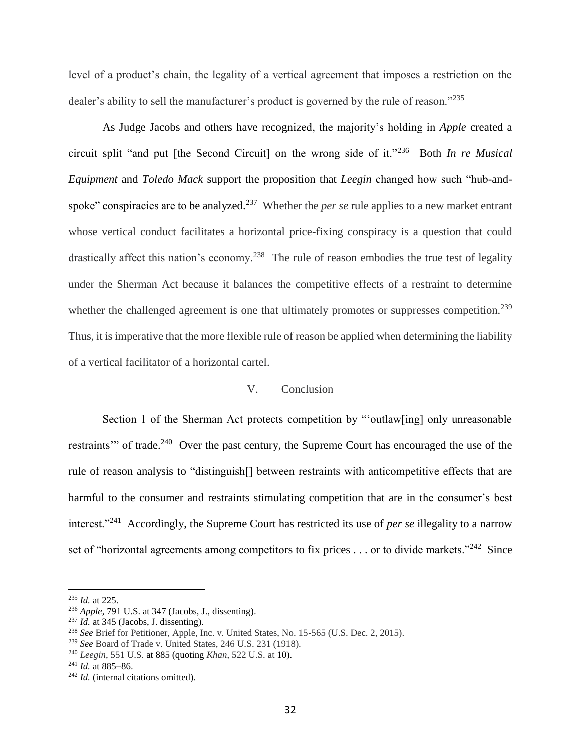level of a product's chain, the legality of a vertical agreement that imposes a restriction on the dealer's ability to sell the manufacturer's product is governed by the rule of reason."[235]

As Judge Jacobs and others have recognized, the majority's holding in *Apple* created a circuit split "and put [the Second Circuit] on the wrong side of it."[236] Both *In re Musical Equipment* and *Toledo Mack* support the proposition that *Leegin* changed how such "hub-and-spoke" conspiracies are to be analyzed.[237] Whether the *per se* rule applies to a new market entrant whose vertical conduct facilitates a horizontal price-fixing conspiracy is a question that could drastically affect this nation's economy.[238] The rule of reason embodies the true test of legality under the Sherman Act because it balances the competitive effects of a restraint to determine whether the challenged agreement is one that ultimately promotes or suppresses competition.[239] Thus, it is imperative that the more flexible rule of reason be applied when determining the liability of a vertical facilitator of a horizontal cartel.

## V. Conclusion

Section 1 of the Sherman Act protects competition by "'outlaw[ing] only unreasonable restraints'" of trade.[240] Over the past century, the Supreme Court has encouraged the use of the rule of reason analysis to "distinguish[] between restraints with anticompetitive effects that are harmful to the consumer and restraints stimulating competition that are in the consumer's best interest."[241] Accordingly, the Supreme Court has restricted its use of *per se* illegality to a narrow set of "horizontal agreements among competitors to fix prices . . . or to divide markets."[242] Since

---

[235] *Id.* at 225.

[236] *Apple*, 791 U.S. at 347 (Jacobs, J., dissenting).

[237] *Id.* at 345 (Jacobs, J. dissenting).

[238] *See* Brief for Petitioner, Apple, Inc. v. United States, No. 15-565 (U.S. Dec. 2, 2015).

[239] *See* Board of Trade v. United States, 246 U.S. 231 (1918).

[240] *Leegin*, 551 U.S. at 885 (quoting *Khan*, 522 U.S. at 10).

[241] *Id.* at 885–86.

[242] *Id.* (internal citations omitted).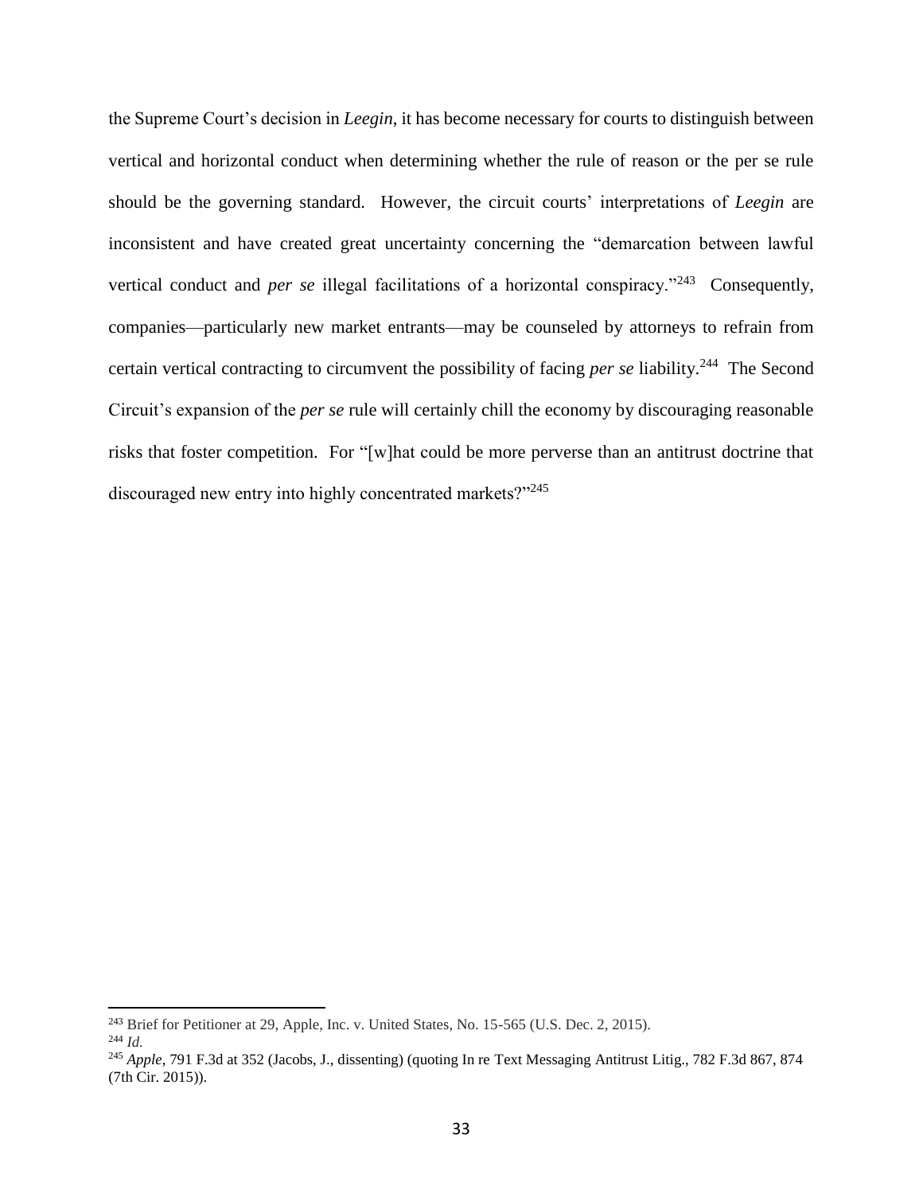the Supreme Court's decision in *Leegin*, it has become necessary for courts to distinguish between vertical and horizontal conduct when determining whether the rule of reason or the per se rule should be the governing standard. However, the circuit courts' interpretations of *Leegin* are inconsistent and have created great uncertainty concerning the "demarcation between lawful vertical conduct and *per se* illegal facilitations of a horizontal conspiracy."[243] Consequently, companies—particularly new market entrants—may be counseled by attorneys to refrain from certain vertical contracting to circumvent the possibility of facing *per se* liability.[244] The Second Circuit's expansion of the *per se* rule will certainly chill the economy by discouraging reasonable risks that foster competition. For "[w]hat could be more perverse than an antitrust doctrine that discouraged new entry into highly concentrated markets?"[245]

---

[243] Brief for Petitioner at 29, Apple, Inc. v. United States, No. 15-565 (U.S. Dec. 2, 2015).

[244] *Id.*

[245] *Apple*, 791 F.3d at 352 (Jacobs, J., dissenting) (quoting In re Text Messaging Antitrust Litig., 782 F.3d 867, 874 (7th Cir. 2015)).